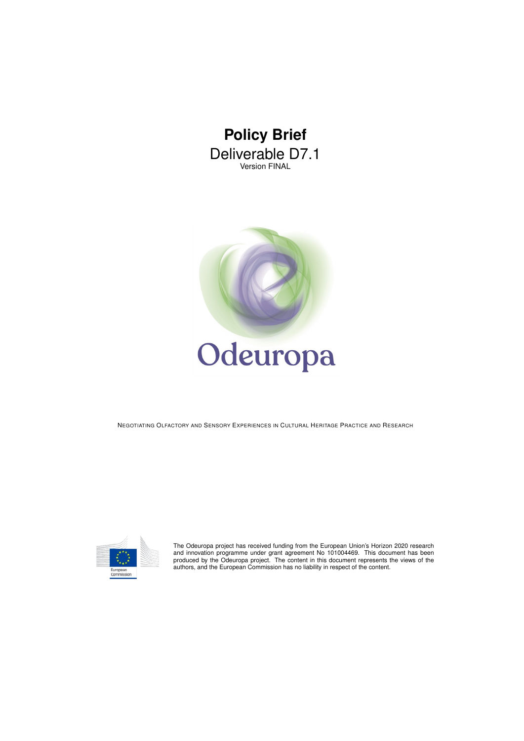# Policy Brief

Deliverable D7.1

Version FINAL

Odeuropa

NEGOTIATING OLFACTORY AND SENSORY EXPERIENCES IN CULTURAL HERITAGE PRACTICE AND RESEARCH

European Commission

The Odeuropa project has received funding from the European Union's Horizon 2020 research and innovation programme under grant agreement No 101004469. This document has been produced by the Odeuropa project. The content in this document represents the views of the authors, and the European Commission has no liability in respect of the content.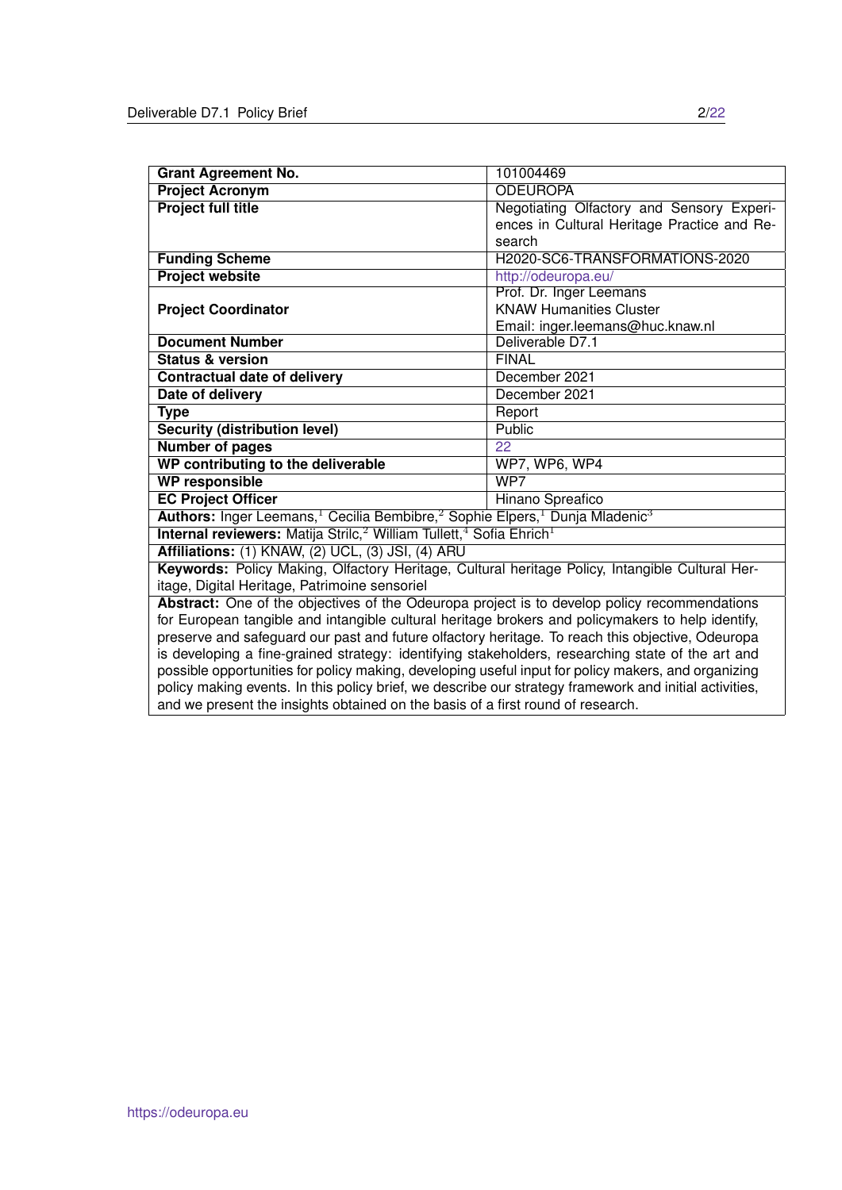| **Grant Agreement No.** | 101004469 |
|---|---|
| **Project Acronym** | ODEUROPA |
| **Project full title** | Negotiating Olfactory and Sensory Experiences in Cultural Heritage Practice and Research |
| **Funding Scheme** | H2020-SC6-TRANSFORMATIONS-2020 |
| **Project website** | http://odeuropa.eu/ |
| **Project Coordinator** | Prof. Dr. Inger Leemans<br>KNAW Humanities Cluster<br>Email: inger.leemans@huc.knaw.nl |
| **Document Number** | Deliverable D7.1 |
| **Status & version** | FINAL |
| **Contractual date of delivery** | December 2021 |
| **Date of delivery** | December 2021 |
| **Type** | Report |
| **Security (distribution level)** | Public |
| **Number of pages** | 22 |
| **WP contributing to the deliverable** | WP7, WP6, WP4 |
| **WP responsible** | WP7 |
| **EC Project Officer** | Hinano Spreafico |

**Authors:** Inger Leemans,[1] Cecilia Bembibre,[2] Sophie Elpers,[1] Dunja Mladenic[3]

**Internal reviewers:** Matija Strlic,[2] William Tullett,[4] Sofia Ehrich[1]

**Affiliations:** (1) KNAW, (2) UCL, (3) JSI, (4) ARU

**Keywords:** Policy Making, Olfactory Heritage, Cultural heritage Policy, Intangible Cultural Heritage, Digital Heritage, Patrimoine sensoriel

**Abstract:** One of the objectives of the Odeuropa project is to develop policy recommendations for European tangible and intangible cultural heritage brokers and policymakers to help identify, preserve and safeguard our past and future olfactory heritage. To reach this objective, Odeuropa is developing a fine-grained strategy: identifying stakeholders, researching state of the art and possible opportunities for policy making, developing useful input for policy makers, and organizing policy making events. In this policy brief, we describe our strategy framework and initial activities, and we present the insights obtained on the basis of a first round of research.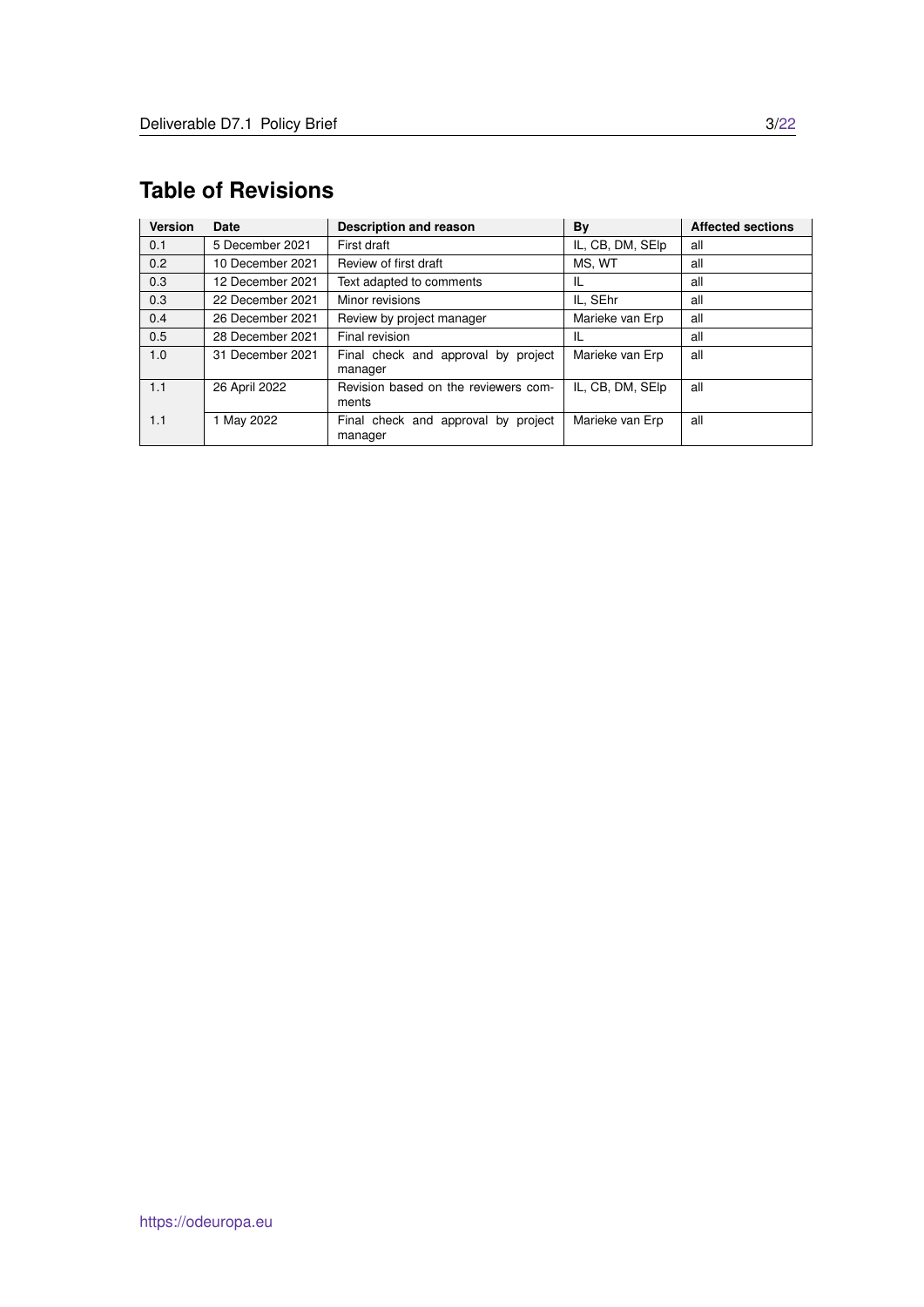## Table of Revisions

| Version | Date | Description and reason | By | Affected sections |
|---|---|---|---|---|
| 0.1 | 5 December 2021 | First draft | IL, CB, DM, SElp | all |
| 0.2 | 10 December 2021 | Review of first draft | MS, WT | all |
| 0.3 | 12 December 2021 | Text adapted to comments | IL | all |
| 0.3 | 22 December 2021 | Minor revisions | IL, SEhr | all |
| 0.4 | 26 December 2021 | Review by project manager | Marieke van Erp | all |
| 0.5 | 28 December 2021 | Final revision | IL | all |
| 1.0 | 31 December 2021 | Final check and approval by project manager | Marieke van Erp | all |
| 1.1 | 26 April 2022 | Revision based on the reviewers comments | IL, CB, DM, SElp | all |
| 1.1 | 1 May 2022 | Final check and approval by project manager | Marieke van Erp | all |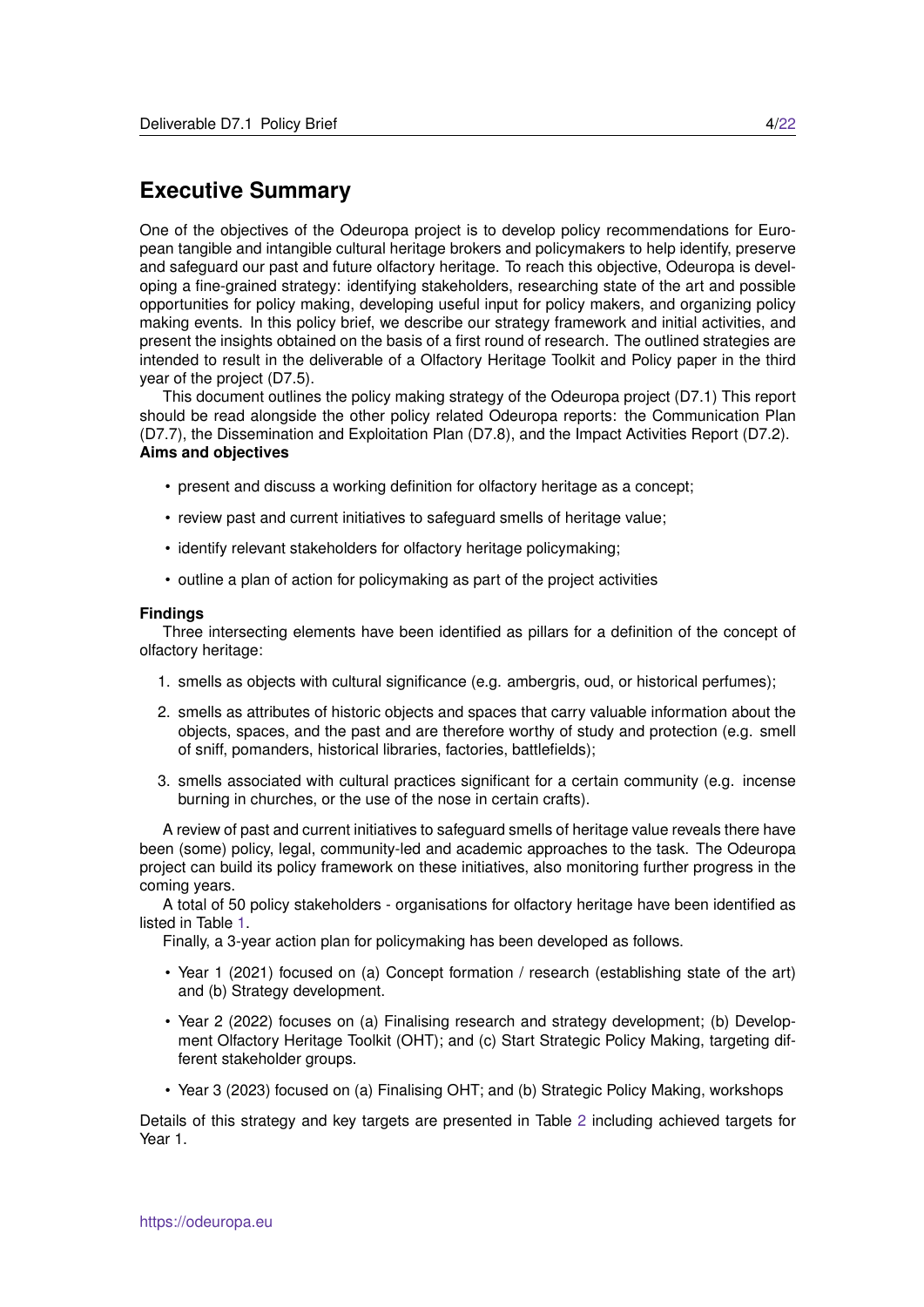# Executive Summary

One of the objectives of the Odeuropa project is to develop policy recommendations for European tangible and intangible cultural heritage brokers and policymakers to help identify, preserve and safeguard our past and future olfactory heritage. To reach this objective, Odeuropa is developing a fine-grained strategy: identifying stakeholders, researching state of the art and possible opportunities for policy making, developing useful input for policy makers, and organizing policy making events. In this policy brief, we describe our strategy framework and initial activities, and present the insights obtained on the basis of a first round of research. The outlined strategies are intended to result in the deliverable of a Olfactory Heritage Toolkit and Policy paper in the third year of the project (D7.5).

This document outlines the policy making strategy of the Odeuropa project (D7.1) This report should be read alongside the other policy related Odeuropa reports: the Communication Plan (D7.7), the Dissemination and Exploitation Plan (D7.8), and the Impact Activities Report (D7.2).

**Aims and objectives**

- present and discuss a working definition for olfactory heritage as a concept;
- review past and current initiatives to safeguard smells of heritage value;
- identify relevant stakeholders for olfactory heritage policymaking;
- outline a plan of action for policymaking as part of the project activities

**Findings**

Three intersecting elements have been identified as pillars for a definition of the concept of olfactory heritage:

1. smells as objects with cultural significance (e.g. ambergris, oud, or historical perfumes);
2. smells as attributes of historic objects and spaces that carry valuable information about the objects, spaces, and the past and are therefore worthy of study and protection (e.g. smell of sniff, pomanders, historical libraries, factories, battlefields);
3. smells associated with cultural practices significant for a certain community (e.g. incense burning in churches, or the use of the nose in certain crafts).

A review of past and current initiatives to safeguard smells of heritage value reveals there have been (some) policy, legal, community-led and academic approaches to the task. The Odeuropa project can build its policy framework on these initiatives, also monitoring further progress in the coming years.

A total of 50 policy stakeholders - organisations for olfactory heritage have been identified as listed in Table 1.

Finally, a 3-year action plan for policymaking has been developed as follows.

- Year 1 (2021) focused on (a) Concept formation / research (establishing state of the art) and (b) Strategy development.
- Year 2 (2022) focuses on (a) Finalising research and strategy development; (b) Development Olfactory Heritage Toolkit (OHT); and (c) Start Strategic Policy Making, targeting different stakeholder groups.
- Year 3 (2023) focused on (a) Finalising OHT; and (b) Strategic Policy Making, workshops

Details of this strategy and key targets are presented in Table 2 including achieved targets for Year 1.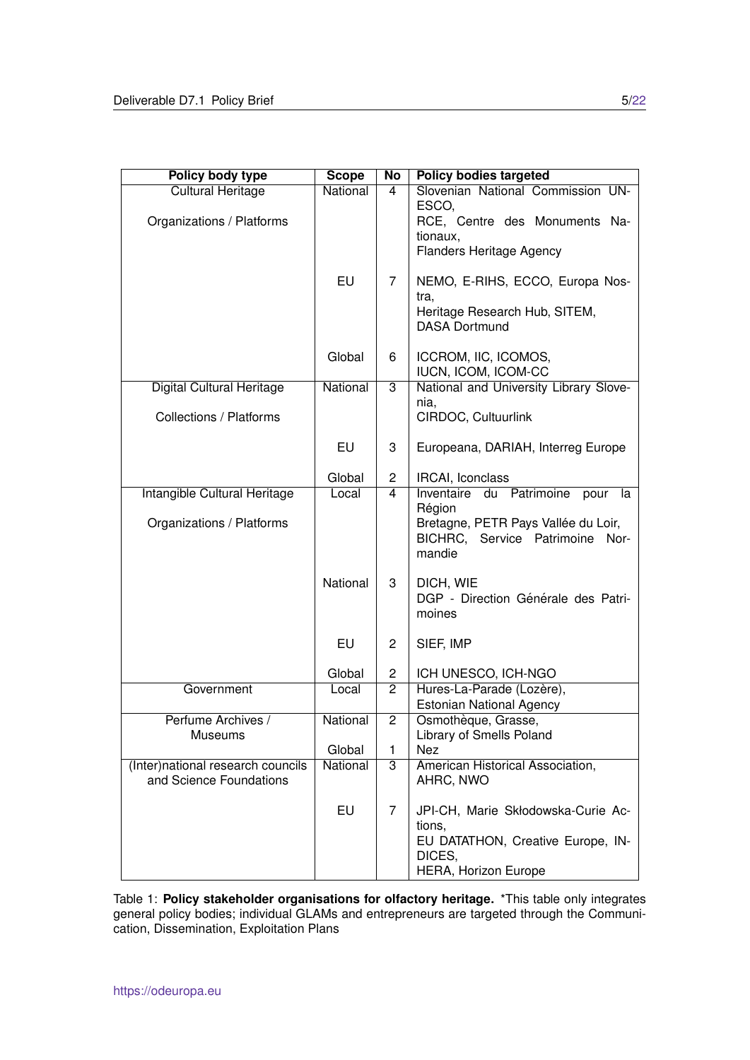| Policy body type | Scope | No | Policy bodies targeted |
|---|---|---|---|
| Cultural Heritage Organizations / Platforms | National | 4 | Slovenian National Commission UNESCO, RCE, Centre des Monuments Nationaux, Flanders Heritage Agency |
| | EU | 7 | NEMO, E-RIHS, ECCO, Europa Nostra, Heritage Research Hub, SITEM, DASA Dortmund |
| | Global | 6 | ICCROM, IIC, ICOMOS, IUCN, ICOM, ICOM-CC |
| Digital Cultural Heritage Collections / Platforms | National | 3 | National and University Library Slovenia, CIRDOC, Cultuurlink |
| | EU | 3 | Europeana, DARIAH, Interreg Europe |
| | Global | 2 | IRCAI, Iconclass |
| Intangible Cultural Heritage Organizations / Platforms | Local | 4 | Inventaire du Patrimoine pour la Région Bretagne, PETR Pays Vallée du Loir, BICHRC, Service Patrimoine Normandie |
| | National | 3 | DICH, WIE DGP - Direction Générale des Patrimoines |
| | EU | 2 | SIEF, IMP |
| | Global | 2 | ICH UNESCO, ICH-NGO |
| Government | Local | 2 | Hures-La-Parade (Lozère), Estonian National Agency |
| Perfume Archives / Museums | National | 2 | Osmothèque, Grasse, Library of Smells Poland |
| | Global | 1 | Nez |
| (Inter)national research councils and Science Foundations | National | 3 | American Historical Association, AHRC, NWO |
| | EU | 7 | JPI-CH, Marie Skłodowska-Curie Actions, EU DATATHON, Creative Europe, INDICES, HERA, Horizon Europe |

Table 1: **Policy stakeholder organisations for olfactory heritage.** *This table only integrates general policy bodies; individual GLAMs and entrepreneurs are targeted through the Communication, Dissemination, Exploitation Plans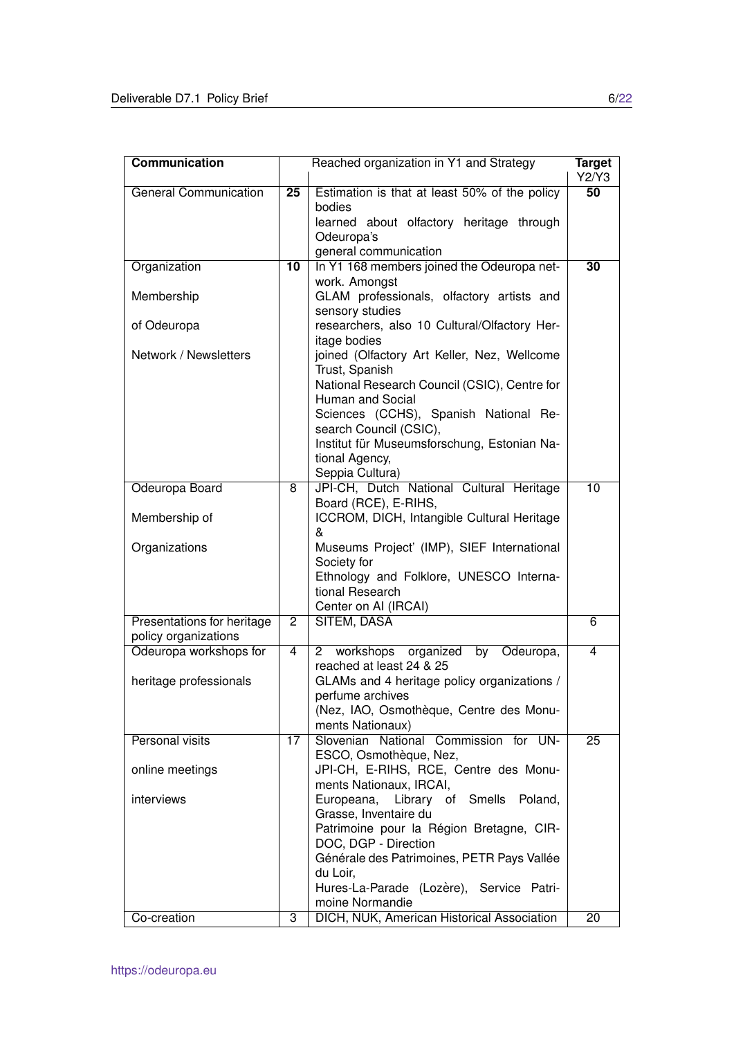| **Communication** | | Reached organization in Y1 and Strategy | **Target** Y2/Y3 |
|---|---|---|---|
| General Communication | **25** | Estimation is that at least 50% of the policy bodies learned about olfactory heritage through Odeuropa's general communication | **50** |
| Organization Membership of Odeuropa Network / Newsletters | **10** | In Y1 168 members joined the Odeuropa network. Amongst GLAM professionals, olfactory artists and sensory studies researchers, also 10 Cultural/Olfactory Heritage bodies joined (Olfactory Art Keller, Nez, Wellcome Trust, Spanish National Research Council (CSIC), Centre for Human and Social Sciences (CCHS), Spanish National Research Council (CSIC), Institut für Museumsforschung, Estonian National Agency, Seppia Cultura) | **30** |
| Odeuropa Board Membership of Organizations | 8 | JPI-CH, Dutch National Cultural Heritage Board (RCE), E-RIHS, ICCROM, DICH, Intangible Cultural Heritage & Museums Project' (IMP), SIEF International Society for Ethnology and Folklore, UNESCO International Research Center on AI (IRCAI) | 10 |
| Presentations for heritage policy organizations | 2 | SITEM, DASA | 6 |
| Odeuropa workshops for heritage professionals | 4 | 2 workshops organized by Odeuropa, reached at least 24 & 25 GLAMs and 4 heritage policy organizations / perfume archives (Nez, IAO, Osmothèque, Centre des Monuments Nationaux) | 4 |
| Personal visits online meetings interviews | 17 | Slovenian National Commission for UNESCO, Osmothèque, Nez, JPI-CH, E-RIHS, RCE, Centre des Monuments Nationaux, IRCAI, Europeana, Library of Smells Poland, Grasse, Inventaire du Patrimoine pour la Région Bretagne, CIRDOC, DGP - Direction Générale des Patrimoines, PETR Pays Vallée du Loir, Hures-La-Parade (Lozère), Service Patrimoine Normandie | 25 |
| Co-creation | 3 | DICH, NUK, American Historical Association | 20 |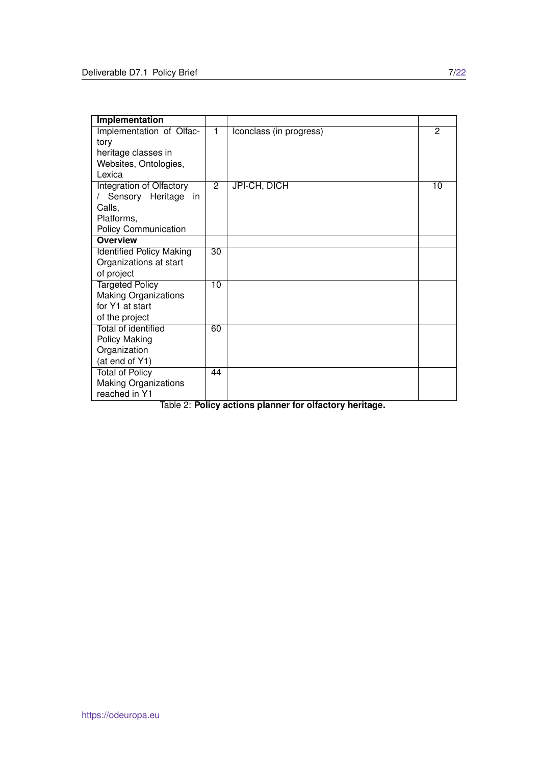| **Implementation** | | | |
|---|---|---|---|
| Implementation of Olfactory heritage classes in Websites, Ontologies, Lexica | 1 | Iconclass (in progress) | 2 |
| Integration of Olfactory / Sensory Heritage in Calls, Platforms, Policy Communication | 2 | JPI-CH, DICH | 10 |
| **Overview** | | | |
| Identified Policy Making Organizations at start of project | 30 | | |
| Targeted Policy Making Organizations for Y1 at start of the project | 10 | | |
| Total of identified Policy Making Organization (at end of Y1) | 60 | | |
| Total of Policy Making Organizations reached in Y1 | 44 | | |

Table 2: **Policy actions planner for olfactory heritage.**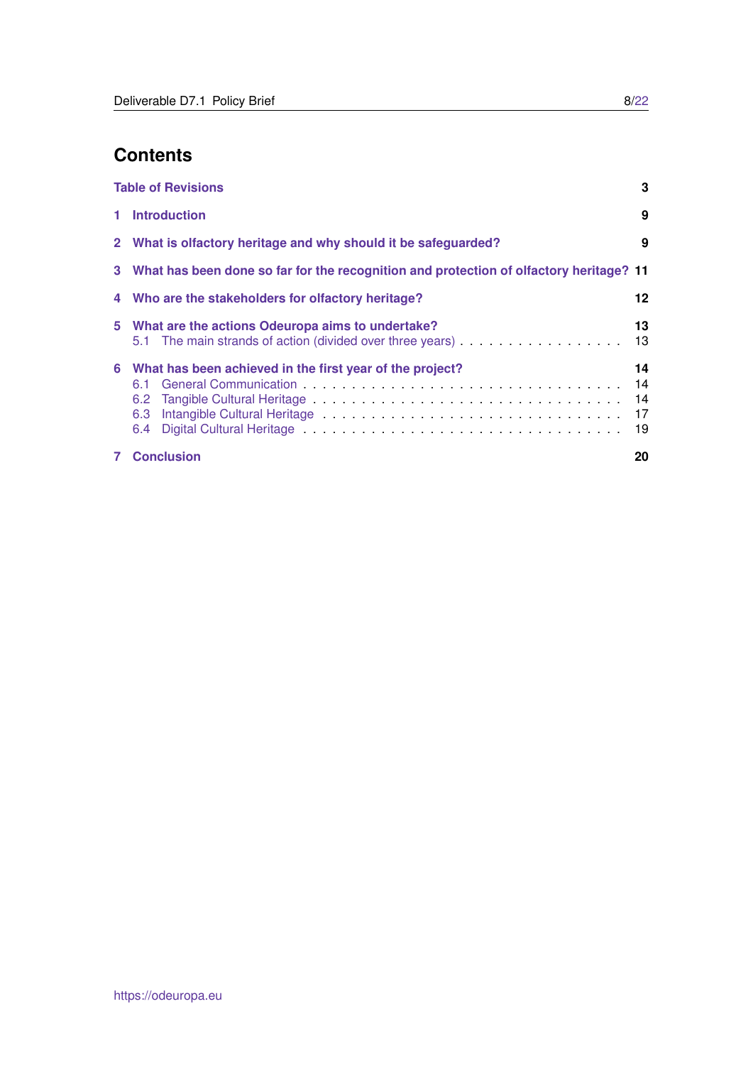# Contents

**Table of Revisions** **3**

**1 Introduction** **9**

**2 What is olfactory heritage and why should it be safeguarded?** **9**

**3 What has been done so far for the recognition and protection of olfactory heritage?** **11**

**4 Who are the stakeholders for olfactory heritage?** **12**

**5 What are the actions Odeuropa aims to undertake?** **13**
- 5.1 The main strands of action (divided over three years) . . . . . . . . . . . . . . . . . 13

**6 What has been achieved in the first year of the project?** **14**
- 6.1 General Communication . . . . . . . . . . . . . . . . . . . . . . . . . . . . . . . . . 14
- 6.2 Tangible Cultural Heritage . . . . . . . . . . . . . . . . . . . . . . . . . . . . . . . . 14
- 6.3 Intangible Cultural Heritage . . . . . . . . . . . . . . . . . . . . . . . . . . . . . . . 17
- 6.4 Digital Cultural Heritage . . . . . . . . . . . . . . . . . . . . . . . . . . . . . . . . . 19

**7 Conclusion** **20**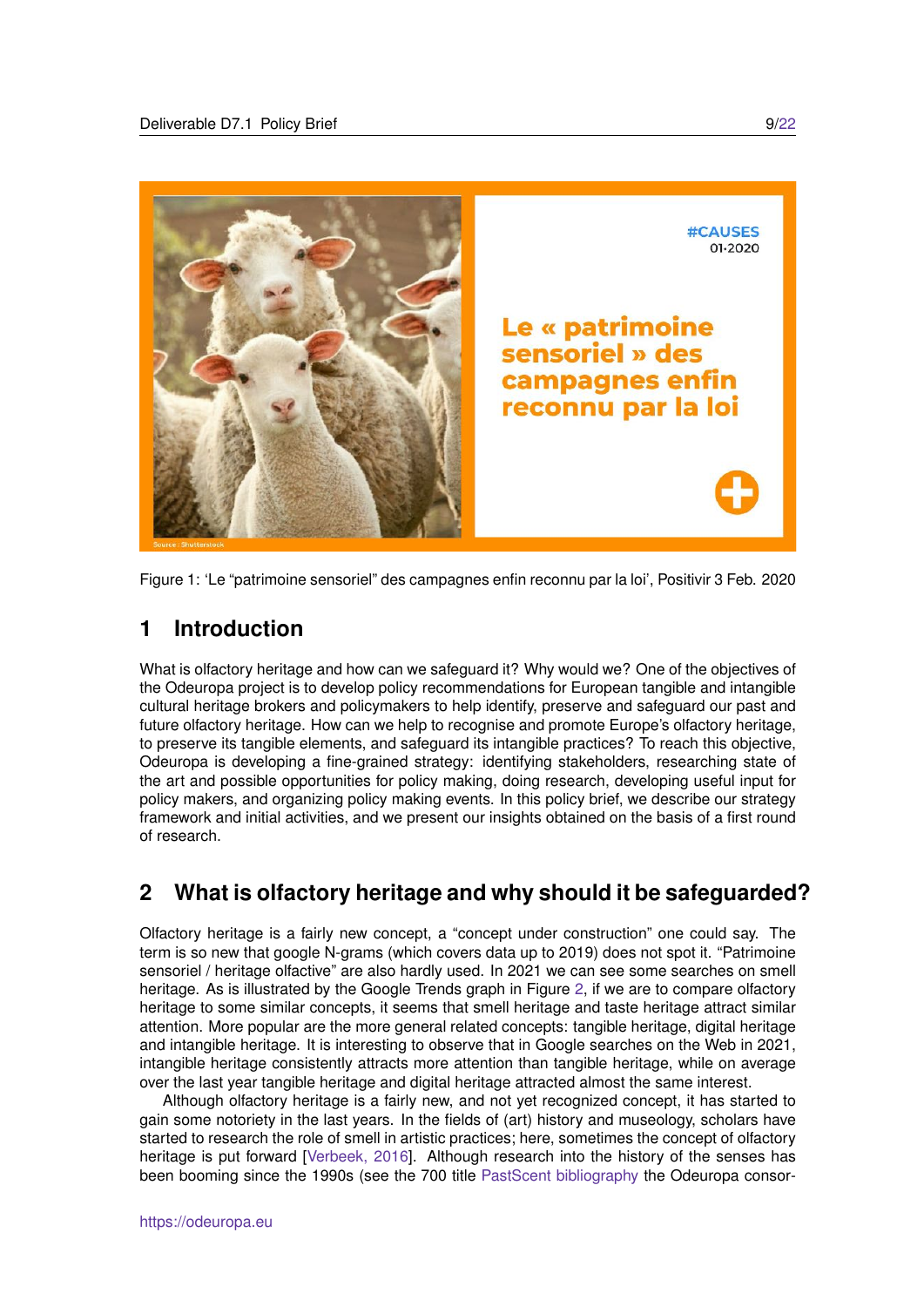Figure 1: 'Le "patrimoine sensoriel" des campagnes enfin reconnu par la loi', Positivir 3 Feb. 2020

## 1 Introduction

What is olfactory heritage and how can we safeguard it? Why would we? One of the objectives of the Odeuropa project is to develop policy recommendations for European tangible and intangible cultural heritage brokers and policymakers to help identify, preserve and safeguard our past and future olfactory heritage. How can we help to recognise and promote Europe's olfactory heritage, to preserve its tangible elements, and safeguard its intangible practices? To reach this objective, Odeuropa is developing a fine-grained strategy: identifying stakeholders, researching state of the art and possible opportunities for policy making, doing research, developing useful input for policy makers, and organizing policy making events. In this policy brief, we describe our strategy framework and initial activities, and we present our insights obtained on the basis of a first round of research.

## 2 What is olfactory heritage and why should it be safeguarded?

Olfactory heritage is a fairly new concept, a "concept under construction" one could say. The term is so new that google N-grams (which covers data up to 2019) does not spot it. "Patrimoine sensoriel / heritage olfactive" are also hardly used. In 2021 we can see some searches on smell heritage. As is illustrated by the Google Trends graph in Figure 2, if we are to compare olfactory heritage to some similar concepts, it seems that smell heritage and taste heritage attract similar attention. More popular are the more general related concepts: tangible heritage, digital heritage and intangible heritage. It is interesting to observe that in Google searches on the Web in 2021, intangible heritage consistently attracts more attention than tangible heritage, while on average over the last year tangible heritage and digital heritage attracted almost the same interest.

Although olfactory heritage is a fairly new, and not yet recognized concept, it has started to gain some notoriety in the last years. In the fields of (art) history and museology, scholars have started to research the role of smell in artistic practices; here, sometimes the concept of olfactory heritage is put forward [Verbeek, 2016]. Although research into the history of the senses has been booming since the 1990s (see the 700 title PastScent bibliography the Odeuropa consor-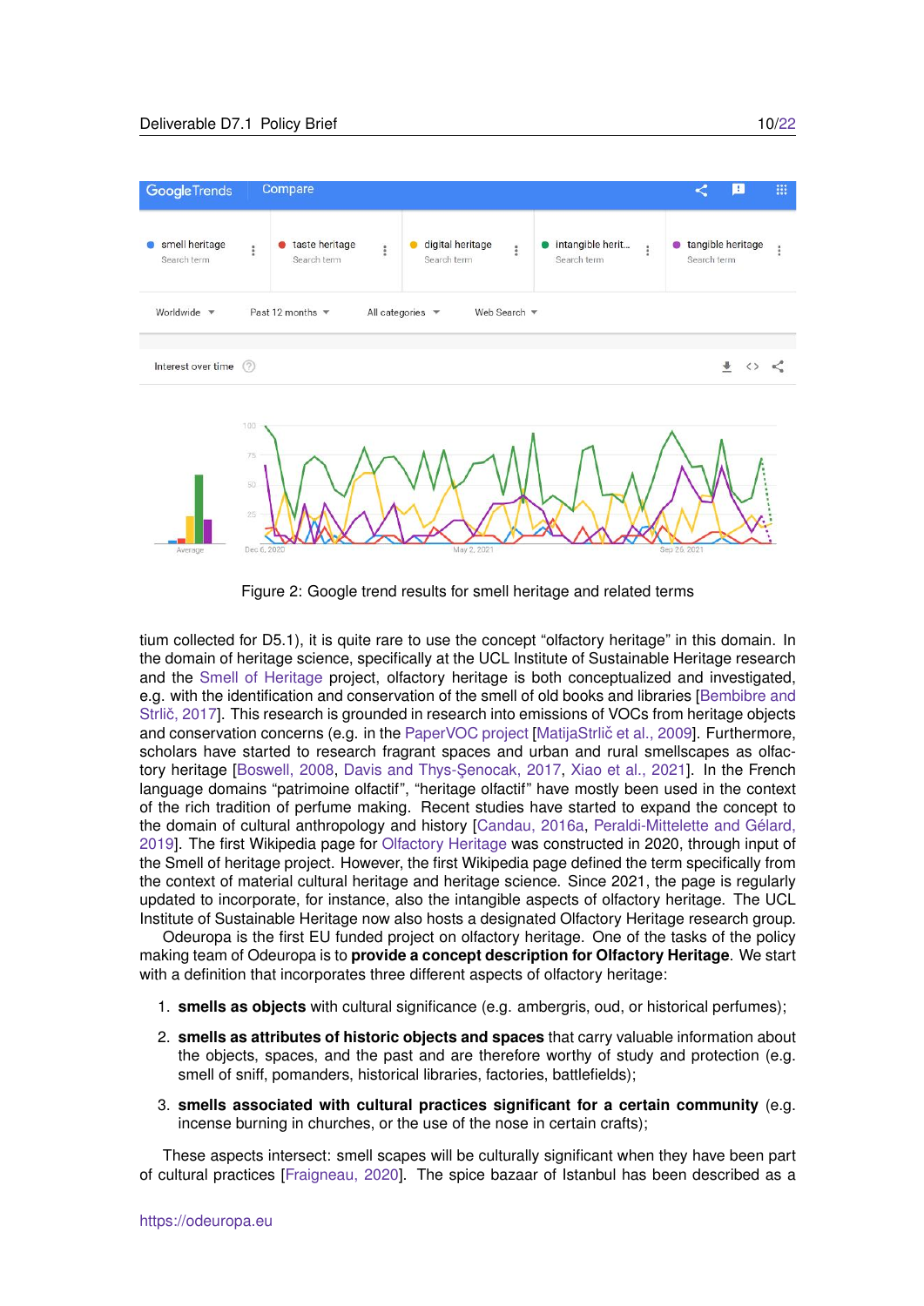Figure 2: Google trend results for smell heritage and related terms

tium collected for D5.1), it is quite rare to use the concept "olfactory heritage" in this domain. In the domain of heritage science, specifically at the UCL Institute of Sustainable Heritage research and the Smell of Heritage project, olfactory heritage is both conceptualized and investigated, e.g. with the identification and conservation of the smell of old books and libraries [Bembibre and Strlič, 2017]. This research is grounded in research into emissions of VOCs from heritage objects and conservation concerns (e.g. in the PaperVOC project [MatijaStrlič et al., 2009]. Furthermore, scholars have started to research fragrant spaces and urban and rural smellscapes as olfactory heritage [Boswell, 2008, Davis and Thys-Şenocak, 2017, Xiao et al., 2021]. In the French language domains "patrimoine olfactif", "heritage olfactif" have mostly been used in the context of the rich tradition of perfume making. Recent studies have started to expand the concept to the domain of cultural anthropology and history [Candau, 2016a, Peraldi-Mittelette and Gélard, 2019]. The first Wikipedia page for Olfactory Heritage was constructed in 2020, through input of the Smell of heritage project. However, the first Wikipedia page defined the term specifically from the context of material cultural heritage and heritage science. Since 2021, the page is regularly updated to incorporate, for instance, also the intangible aspects of olfactory heritage. The UCL Institute of Sustainable Heritage now also hosts a designated Olfactory Heritage research group.

Odeuropa is the first EU funded project on olfactory heritage. One of the tasks of the policy making team of Odeuropa is to **provide a concept description for Olfactory Heritage**. We start with a definition that incorporates three different aspects of olfactory heritage:

1. **smells as objects** with cultural significance (e.g. ambergris, oud, or historical perfumes);
2. **smells as attributes of historic objects and spaces** that carry valuable information about the objects, spaces, and the past and are therefore worthy of study and protection (e.g. smell of sniff, pomanders, historical libraries, factories, battlefields);
3. **smells associated with cultural practices significant for a certain community** (e.g. incense burning in churches, or the use of the nose in certain crafts);

These aspects intersect: smell scapes will be culturally significant when they have been part of cultural practices [Fraigneau, 2020]. The spice bazaar of Istanbul has been described as a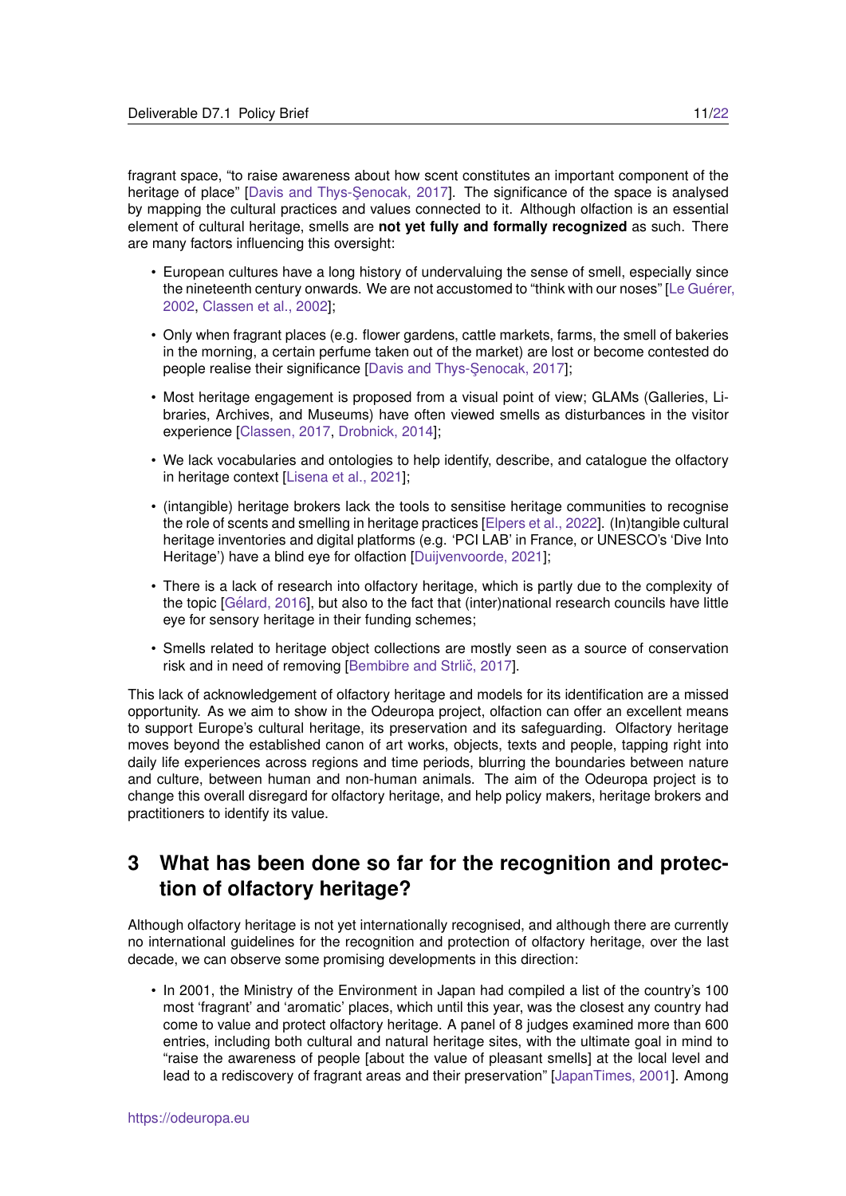fragrant space, "to raise awareness about how scent constitutes an important component of the heritage of place" [Davis and Thys-Şenocak, 2017]. The significance of the space is analysed by mapping the cultural practices and values connected to it. Although olfaction is an essential element of cultural heritage, smells are **not yet fully and formally recognized** as such. There are many factors influencing this oversight:

- European cultures have a long history of undervaluing the sense of smell, especially since the nineteenth century onwards. We are not accustomed to "think with our noses" [Le Guérer, 2002, Classen et al., 2002];
- Only when fragrant places (e.g. flower gardens, cattle markets, farms, the smell of bakeries in the morning, a certain perfume taken out of the market) are lost or become contested do people realise their significance [Davis and Thys-Şenocak, 2017];
- Most heritage engagement is proposed from a visual point of view; GLAMs (Galleries, Libraries, Archives, and Museums) have often viewed smells as disturbances in the visitor experience [Classen, 2017, Drobnick, 2014];
- We lack vocabularies and ontologies to help identify, describe, and catalogue the olfactory in heritage context [Lisena et al., 2021];
- (intangible) heritage brokers lack the tools to sensitise heritage communities to recognise the role of scents and smelling in heritage practices [Elpers et al., 2022]. (In)tangible cultural heritage inventories and digital platforms (e.g. 'PCI LAB' in France, or UNESCO's 'Dive Into Heritage') have a blind eye for olfaction [Duijvenvoorde, 2021];
- There is a lack of research into olfactory heritage, which is partly due to the complexity of the topic [Gélard, 2016], but also to the fact that (inter)national research councils have little eye for sensory heritage in their funding schemes;
- Smells related to heritage object collections are mostly seen as a source of conservation risk and in need of removing [Bembibre and Strlič, 2017].

This lack of acknowledgement of olfactory heritage and models for its identification are a missed opportunity. As we aim to show in the Odeuropa project, olfaction can offer an excellent means to support Europe's cultural heritage, its preservation and its safeguarding. Olfactory heritage moves beyond the established canon of art works, objects, texts and people, tapping right into daily life experiences across regions and time periods, blurring the boundaries between nature and culture, between human and non-human animals. The aim of the Odeuropa project is to change this overall disregard for olfactory heritage, and help policy makers, heritage brokers and practitioners to identify its value.

# 3 What has been done so far for the recognition and protection of olfactory heritage?

Although olfactory heritage is not yet internationally recognised, and although there are currently no international guidelines for the recognition and protection of olfactory heritage, over the last decade, we can observe some promising developments in this direction:

- In 2001, the Ministry of the Environment in Japan had compiled a list of the country's 100 most 'fragrant' and 'aromatic' places, which until this year, was the closest any country had come to value and protect olfactory heritage. A panel of 8 judges examined more than 600 entries, including both cultural and natural heritage sites, with the ultimate goal in mind to "raise the awareness of people [about the value of pleasant smells] at the local level and lead to a rediscovery of fragrant areas and their preservation" [JapanTimes, 2001]. Among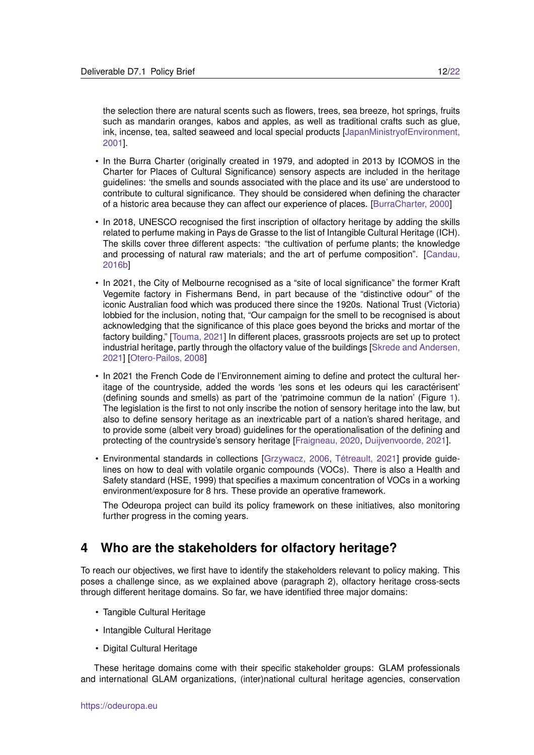the selection there are natural scents such as flowers, trees, sea breeze, hot springs, fruits such as mandarin oranges, kabos and apples, as well as traditional crafts such as glue, ink, incense, tea, salted seaweed and local special products [JapanMinistryofEnvironment, 2001].

- In the Burra Charter (originally created in 1979, and adopted in 2013 by ICOMOS in the Charter for Places of Cultural Significance) sensory aspects are included in the heritage guidelines: 'the smells and sounds associated with the place and its use' are understood to contribute to cultural significance. They should be considered when defining the character of a historic area because they can affect our experience of places. [BurraCharter, 2000]
- In 2018, UNESCO recognised the first inscription of olfactory heritage by adding the skills related to perfume making in Pays de Grasse to the list of Intangible Cultural Heritage (ICH). The skills cover three different aspects: "the cultivation of perfume plants; the knowledge and processing of natural raw materials; and the art of perfume composition". [Candau, 2016b]
- In 2021, the City of Melbourne recognised as a "site of local significance" the former Kraft Vegemite factory in Fishermans Bend, in part because of the "distinctive odour" of the iconic Australian food which was produced there since the 1920s. National Trust (Victoria) lobbied for the inclusion, noting that, "Our campaign for the smell to be recognised is about acknowledging that the significance of this place goes beyond the bricks and mortar of the factory building." [Touma, 2021] In different places, grassroots projects are set up to protect industrial heritage, partly through the olfactory value of the buildings [Skrede and Andersen, 2021] [Otero-Pailos, 2008]
- In 2021 the French Code de l'Environnement aiming to define and protect the cultural heritage of the countryside, added the words 'les sons et les odeurs qui les caractérisent' (defining sounds and smells) as part of the 'patrimoine commun de la nation' (Figure 1). The legislation is the first to not only inscribe the notion of sensory heritage into the law, but also to define sensory heritage as an inextricable part of a nation's shared heritage, and to provide some (albeit very broad) guidelines for the operationalisation of the defining and protecting of the countryside's sensory heritage [Fraigneau, 2020, Duijvenvoorde, 2021].
- Environmental standards in collections [Grzywacz, 2006, Tétreault, 2021] provide guidelines on how to deal with volatile organic compounds (VOCs). There is also a Health and Safety standard (HSE, 1999) that specifies a maximum concentration of VOCs in a working environment/exposure for 8 hrs. These provide an operative framework.

  The Odeuropa project can build its policy framework on these initiatives, also monitoring further progress in the coming years.

# 4 Who are the stakeholders for olfactory heritage?

To reach our objectives, we first have to identify the stakeholders relevant to policy making. This poses a challenge since, as we explained above (paragraph 2), olfactory heritage cross-sects through different heritage domains. So far, we have identified three major domains:

- Tangible Cultural Heritage
- Intangible Cultural Heritage
- Digital Cultural Heritage

These heritage domains come with their specific stakeholder groups: GLAM professionals and international GLAM organizations, (inter)national cultural heritage agencies, conservation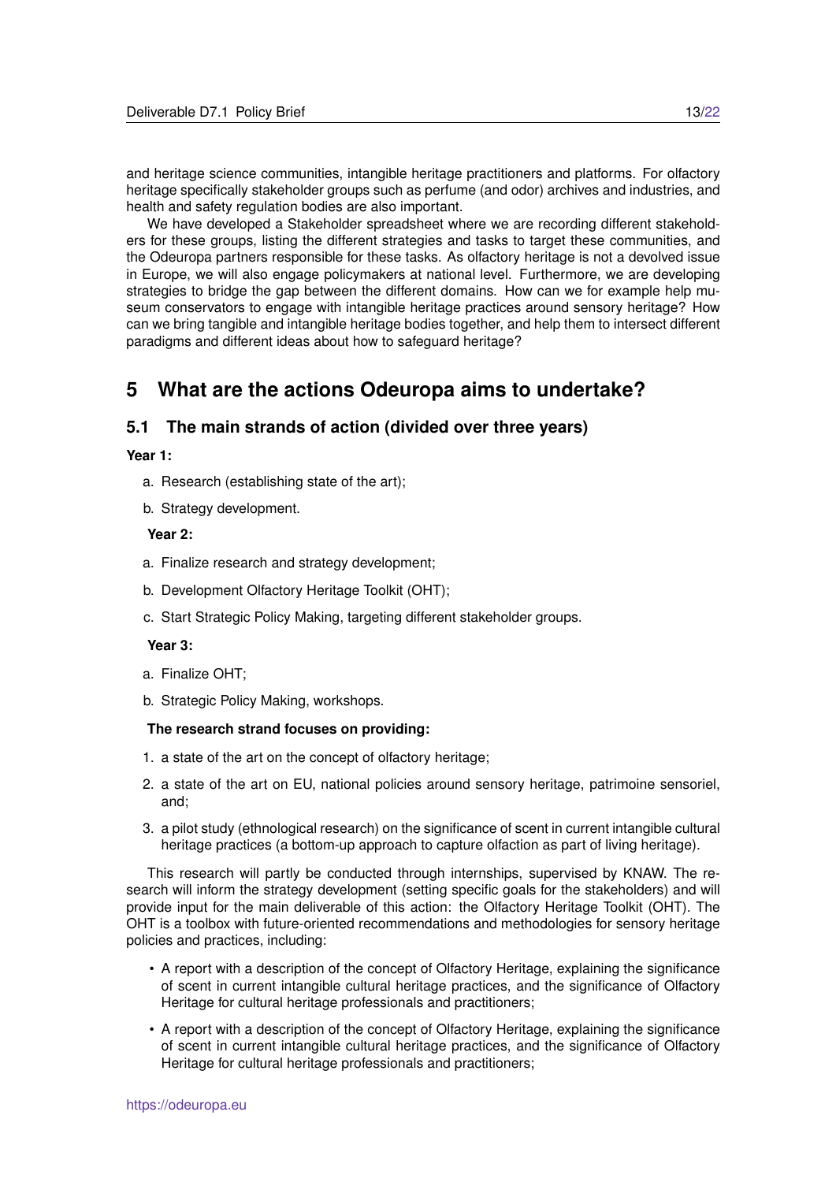and heritage science communities, intangible heritage practitioners and platforms. For olfactory heritage specifically stakeholder groups such as perfume (and odor) archives and industries, and health and safety regulation bodies are also important.

We have developed a Stakeholder spreadsheet where we are recording different stakeholders for these groups, listing the different strategies and tasks to target these communities, and the Odeuropa partners responsible for these tasks. As olfactory heritage is not a devolved issue in Europe, we will also engage policymakers at national level. Furthermore, we are developing strategies to bridge the gap between the different domains. How can we for example help museum conservators to engage with intangible heritage practices around sensory heritage? How can we bring tangible and intangible heritage bodies together, and help them to intersect different paradigms and different ideas about how to safeguard heritage?

# 5 What are the actions Odeuropa aims to undertake?

## 5.1 The main strands of action (divided over three years)

**Year 1:**

a. Research (establishing state of the art);

b. Strategy development.

**Year 2:**

a. Finalize research and strategy development;

b. Development Olfactory Heritage Toolkit (OHT);

c. Start Strategic Policy Making, targeting different stakeholder groups.

**Year 3:**

a. Finalize OHT;

b. Strategic Policy Making, workshops.

**The research strand focuses on providing:**

1. a state of the art on the concept of olfactory heritage;
2. a state of the art on EU, national policies around sensory heritage, patrimoine sensoriel, and;
3. a pilot study (ethnological research) on the significance of scent in current intangible cultural heritage practices (a bottom-up approach to capture olfaction as part of living heritage).

This research will partly be conducted through internships, supervised by KNAW. The research will inform the strategy development (setting specific goals for the stakeholders) and will provide input for the main deliverable of this action: the Olfactory Heritage Toolkit (OHT). The OHT is a toolbox with future-oriented recommendations and methodologies for sensory heritage policies and practices, including:

- A report with a description of the concept of Olfactory Heritage, explaining the significance of scent in current intangible cultural heritage practices, and the significance of Olfactory Heritage for cultural heritage professionals and practitioners;
- A report with a description of the concept of Olfactory Heritage, explaining the significance of scent in current intangible cultural heritage practices, and the significance of Olfactory Heritage for cultural heritage professionals and practitioners;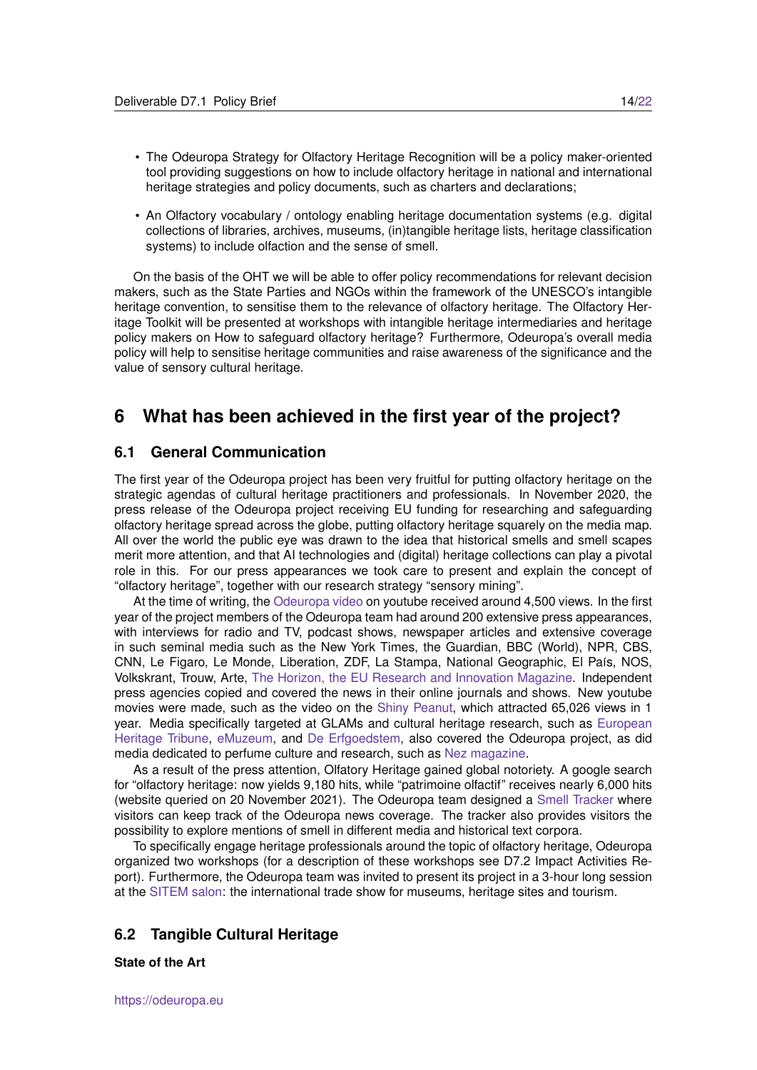- The Odeuropa Strategy for Olfactory Heritage Recognition will be a policy maker-oriented tool providing suggestions on how to include olfactory heritage in national and international heritage strategies and policy documents, such as charters and declarations;
- An Olfactory vocabulary / ontology enabling heritage documentation systems (e.g. digital collections of libraries, archives, museums, (in)tangible heritage lists, heritage classification systems) to include olfaction and the sense of smell.

On the basis of the OHT we will be able to offer policy recommendations for relevant decision makers, such as the State Parties and NGOs within the framework of the UNESCO's intangible heritage convention, to sensitise them to the relevance of olfactory heritage. The Olfactory Heritage Toolkit will be presented at workshops with intangible heritage intermediaries and heritage policy makers on How to safeguard olfactory heritage? Furthermore, Odeuropa's overall media policy will help to sensitise heritage communities and raise awareness of the significance and the value of sensory cultural heritage.

# 6 What has been achieved in the first year of the project?

## 6.1 General Communication

The first year of the Odeuropa project has been very fruitful for putting olfactory heritage on the strategic agendas of cultural heritage practitioners and professionals. In November 2020, the press release of the Odeuropa project receiving EU funding for researching and safeguarding olfactory heritage spread across the globe, putting olfactory heritage squarely on the media map. All over the world the public eye was drawn to the idea that historical smells and smell scapes merit more attention, and that AI technologies and (digital) heritage collections can play a pivotal role in this. For our press appearances we took care to present and explain the concept of "olfactory heritage", together with our research strategy "sensory mining".

At the time of writing, the Odeuropa video on youtube received around 4,500 views. In the first year of the project members of the Odeuropa team had around 200 extensive press appearances, with interviews for radio and TV, podcast shows, newspaper articles and extensive coverage in such seminal media such as the New York Times, the Guardian, BBC (World), NPR, CBS, CNN, Le Figaro, Le Monde, Liberation, ZDF, La Stampa, National Geographic, El País, NOS, Volkskrant, Trouw, Arte, The Horizon, the EU Research and Innovation Magazine. Independent press agencies copied and covered the news in their online journals and shows. New youtube movies were made, such as the video on the Shiny Peanut, which attracted 65,026 views in 1 year. Media specifically targeted at GLAMs and cultural heritage research, such as European Heritage Tribune, eMuzeum, and De Erfgoedstem, also covered the Odeuropa project, as did media dedicated to perfume culture and research, such as Nez magazine.

As a result of the press attention, Olfatory Heritage gained global notoriety. A google search for "olfactory heritage: now yields 9,180 hits, while "patrimoine olfactif" receives nearly 6,000 hits (website queried on 20 November 2021). The Odeuropa team designed a Smell Tracker where visitors can keep track of the Odeuropa news coverage. The tracker also provides visitors the possibility to explore mentions of smell in different media and historical text corpora.

To specifically engage heritage professionals around the topic of olfactory heritage, Odeuropa organized two workshops (for a description of these workshops see D7.2 Impact Activities Report). Furthermore, the Odeuropa team was invited to present its project in a 3-hour long session at the SITEM salon: the international trade show for museums, heritage sites and tourism.

## 6.2 Tangible Cultural Heritage

**State of the Art**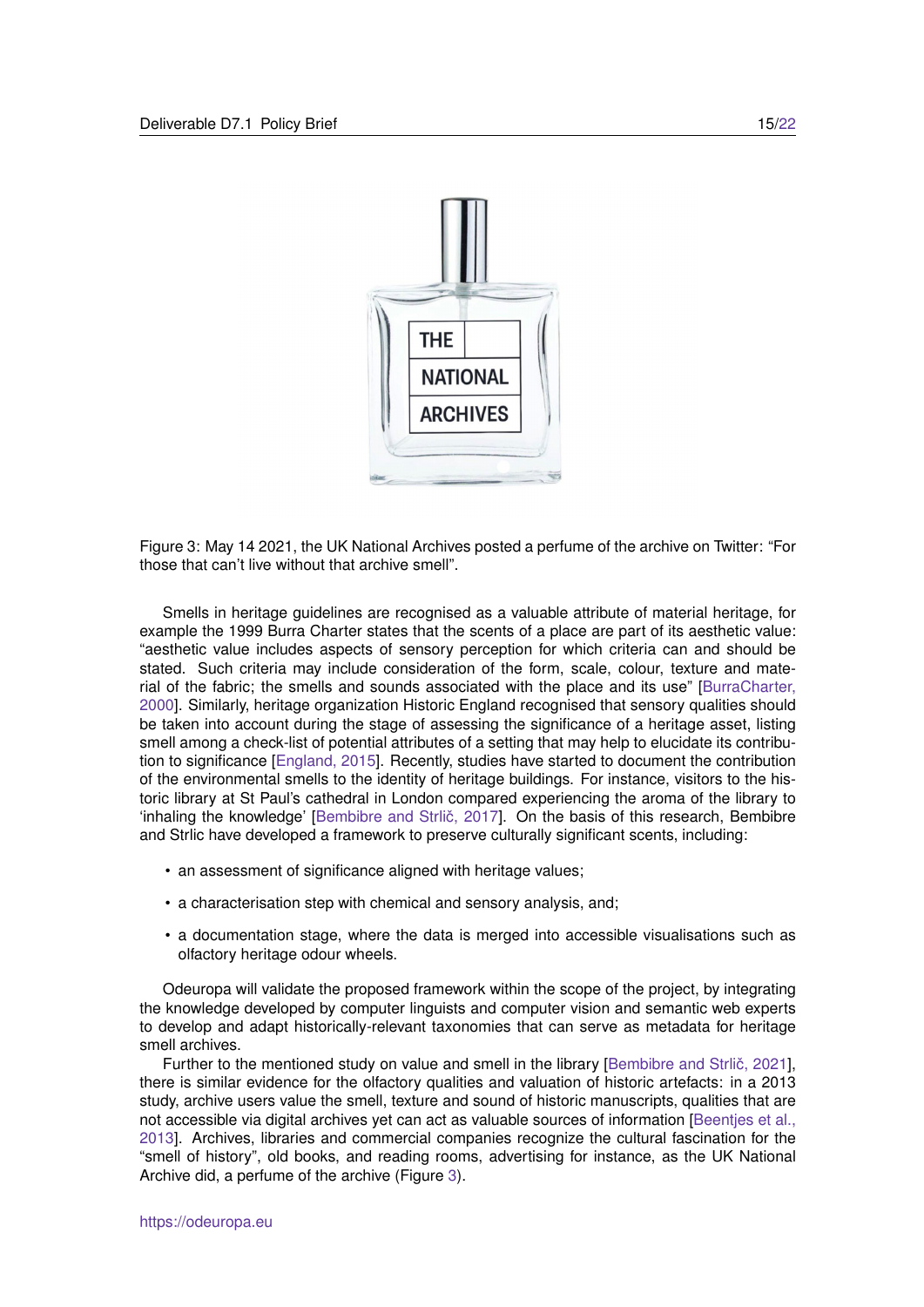Figure 3: May 14 2021, the UK National Archives posted a perfume of the archive on Twitter: "For those that can't live without that archive smell".

Smells in heritage guidelines are recognised as a valuable attribute of material heritage, for example the 1999 Burra Charter states that the scents of a place are part of its aesthetic value: "aesthetic value includes aspects of sensory perception for which criteria can and should be stated. Such criteria may include consideration of the form, scale, colour, texture and material of the fabric; the smells and sounds associated with the place and its use" [BurraCharter, 2000]. Similarly, heritage organization Historic England recognised that sensory qualities should be taken into account during the stage of assessing the significance of a heritage asset, listing smell among a check-list of potential attributes of a setting that may help to elucidate its contribution to significance [England, 2015]. Recently, studies have started to document the contribution of the environmental smells to the identity of heritage buildings. For instance, visitors to the historic library at St Paul's cathedral in London compared experiencing the aroma of the library to 'inhaling the knowledge' [Bembibre and Strlič, 2017]. On the basis of this research, Bembibre and Strlic have developed a framework to preserve culturally significant scents, including:

- an assessment of significance aligned with heritage values;
- a characterisation step with chemical and sensory analysis, and;
- a documentation stage, where the data is merged into accessible visualisations such as olfactory heritage odour wheels.

Odeuropa will validate the proposed framework within the scope of the project, by integrating the knowledge developed by computer linguists and computer vision and semantic web experts to develop and adapt historically-relevant taxonomies that can serve as metadata for heritage smell archives.

Further to the mentioned study on value and smell in the library [Bembibre and Strlič, 2021], there is similar evidence for the olfactory qualities and valuation of historic artefacts: in a 2013 study, archive users value the smell, texture and sound of historic manuscripts, qualities that are not accessible via digital archives yet can act as valuable sources of information [Beentjes et al., 2013]. Archives, libraries and commercial companies recognize the cultural fascination for the "smell of history", old books, and reading rooms, advertising for instance, as the UK National Archive did, a perfume of the archive (Figure 3).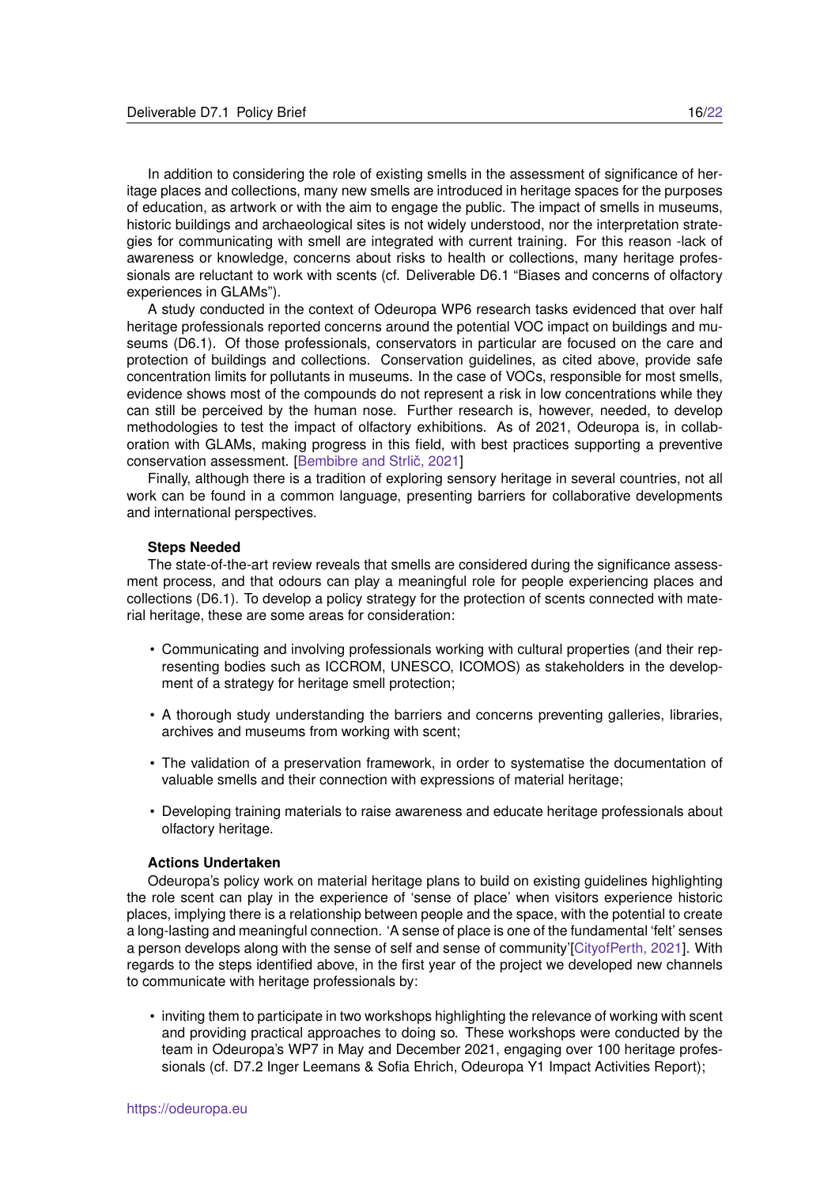In addition to considering the role of existing smells in the assessment of significance of heritage places and collections, many new smells are introduced in heritage spaces for the purposes of education, as artwork or with the aim to engage the public. The impact of smells in museums, historic buildings and archaeological sites is not widely understood, nor the interpretation strategies for communicating with smell are integrated with current training. For this reason -lack of awareness or knowledge, concerns about risks to health or collections, many heritage professionals are reluctant to work with scents (cf. Deliverable D6.1 "Biases and concerns of olfactory experiences in GLAMs").

A study conducted in the context of Odeuropa WP6 research tasks evidenced that over half heritage professionals reported concerns around the potential VOC impact on buildings and museums (D6.1). Of those professionals, conservators in particular are focused on the care and protection of buildings and collections. Conservation guidelines, as cited above, provide safe concentration limits for pollutants in museums. In the case of VOCs, responsible for most smells, evidence shows most of the compounds do not represent a risk in low concentrations while they can still be perceived by the human nose. Further research is, however, needed, to develop methodologies to test the impact of olfactory exhibitions. As of 2021, Odeuropa is, in collaboration with GLAMs, making progress in this field, with best practices supporting a preventive conservation assessment. [Bembibre and Strlič, 2021]

Finally, although there is a tradition of exploring sensory heritage in several countries, not all work can be found in a common language, presenting barriers for collaborative developments and international perspectives.

**Steps Needed**

The state-of-the-art review reveals that smells are considered during the significance assessment process, and that odours can play a meaningful role for people experiencing places and collections (D6.1). To develop a policy strategy for the protection of scents connected with material heritage, these are some areas for consideration:

- Communicating and involving professionals working with cultural properties (and their representing bodies such as ICCROM, UNESCO, ICOMOS) as stakeholders in the development of a strategy for heritage smell protection;
- A thorough study understanding the barriers and concerns preventing galleries, libraries, archives and museums from working with scent;
- The validation of a preservation framework, in order to systematise the documentation of valuable smells and their connection with expressions of material heritage;
- Developing training materials to raise awareness and educate heritage professionals about olfactory heritage.

**Actions Undertaken**

Odeuropa's policy work on material heritage plans to build on existing guidelines highlighting the role scent can play in the experience of 'sense of place' when visitors experience historic places, implying there is a relationship between people and the space, with the potential to create a long-lasting and meaningful connection. 'A sense of place is one of the fundamental 'felt' senses a person develops along with the sense of self and sense of community'[CityofPerth, 2021]. With regards to the steps identified above, in the first year of the project we developed new channels to communicate with heritage professionals by:

- inviting them to participate in two workshops highlighting the relevance of working with scent and providing practical approaches to doing so. These workshops were conducted by the team in Odeuropa's WP7 in May and December 2021, engaging over 100 heritage professionals (cf. D7.2 Inger Leemans & Sofia Ehrich, Odeuropa Y1 Impact Activities Report);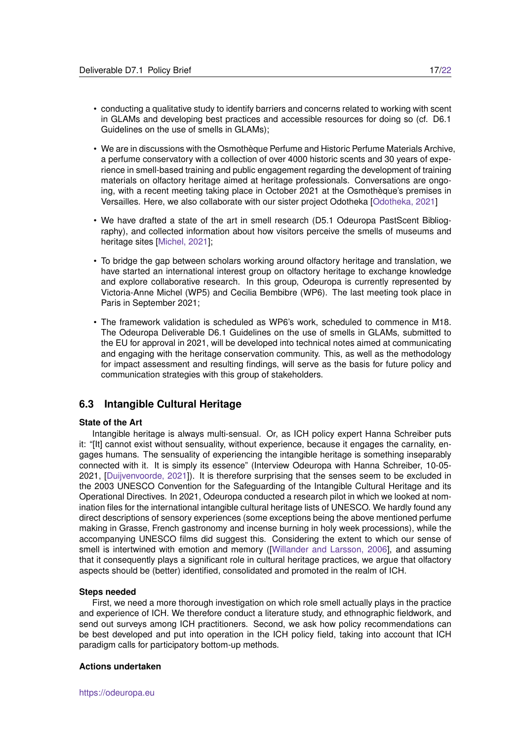- conducting a qualitative study to identify barriers and concerns related to working with scent in GLAMs and developing best practices and accessible resources for doing so (cf. D6.1 Guidelines on the use of smells in GLAMs);
- We are in discussions with the Osmothèque Perfume and Historic Perfume Materials Archive, a perfume conservatory with a collection of over 4000 historic scents and 30 years of experience in smell-based training and public engagement regarding the development of training materials on olfactory heritage aimed at heritage professionals. Conversations are ongoing, with a recent meeting taking place in October 2021 at the Osmothèque's premises in Versailles. Here, we also collaborate with our sister project Odotheka [Odotheka, 2021]
- We have drafted a state of the art in smell research (D5.1 Odeuropa PastScent Bibliography), and collected information about how visitors perceive the smells of museums and heritage sites [Michel, 2021];
- To bridge the gap between scholars working around olfactory heritage and translation, we have started an international interest group on olfactory heritage to exchange knowledge and explore collaborative research. In this group, Odeuropa is currently represented by Victoria-Anne Michel (WP5) and Cecilia Bembibre (WP6). The last meeting took place in Paris in September 2021;
- The framework validation is scheduled as WP6's work, scheduled to commence in M18. The Odeuropa Deliverable D6.1 Guidelines on the use of smells in GLAMs, submitted to the EU for approval in 2021, will be developed into technical notes aimed at communicating and engaging with the heritage conservation community. This, as well as the methodology for impact assessment and resulting findings, will serve as the basis for future policy and communication strategies with this group of stakeholders.

## 6.3 Intangible Cultural Heritage

**State of the Art**

Intangible heritage is always multi-sensual. Or, as ICH policy expert Hanna Schreiber puts it: "[It] cannot exist without sensuality, without experience, because it engages the carnality, engages humans. The sensuality of experiencing the intangible heritage is something inseparably connected with it. It is simply its essence" (Interview Odeuropa with Hanna Schreiber, 10-05-2021, [Duijvenvoorde, 2021]). It is therefore surprising that the senses seem to be excluded in the 2003 UNESCO Convention for the Safeguarding of the Intangible Cultural Heritage and its Operational Directives. In 2021, Odeuropa conducted a research pilot in which we looked at nomination files for the international intangible cultural heritage lists of UNESCO. We hardly found any direct descriptions of sensory experiences (some exceptions being the above mentioned perfume making in Grasse, French gastronomy and incense burning in holy week processions), while the accompanying UNESCO films did suggest this. Considering the extent to which our sense of smell is intertwined with emotion and memory ([Willander and Larsson, 2006], and assuming that it consequently plays a significant role in cultural heritage practices, we argue that olfactory aspects should be (better) identified, consolidated and promoted in the realm of ICH.

**Steps needed**

First, we need a more thorough investigation on which role smell actually plays in the practice and experience of ICH. We therefore conduct a literature study, and ethnographic fieldwork, and send out surveys among ICH practitioners. Second, we ask how policy recommendations can be best developed and put into operation in the ICH policy field, taking into account that ICH paradigm calls for participatory bottom-up methods.

**Actions undertaken**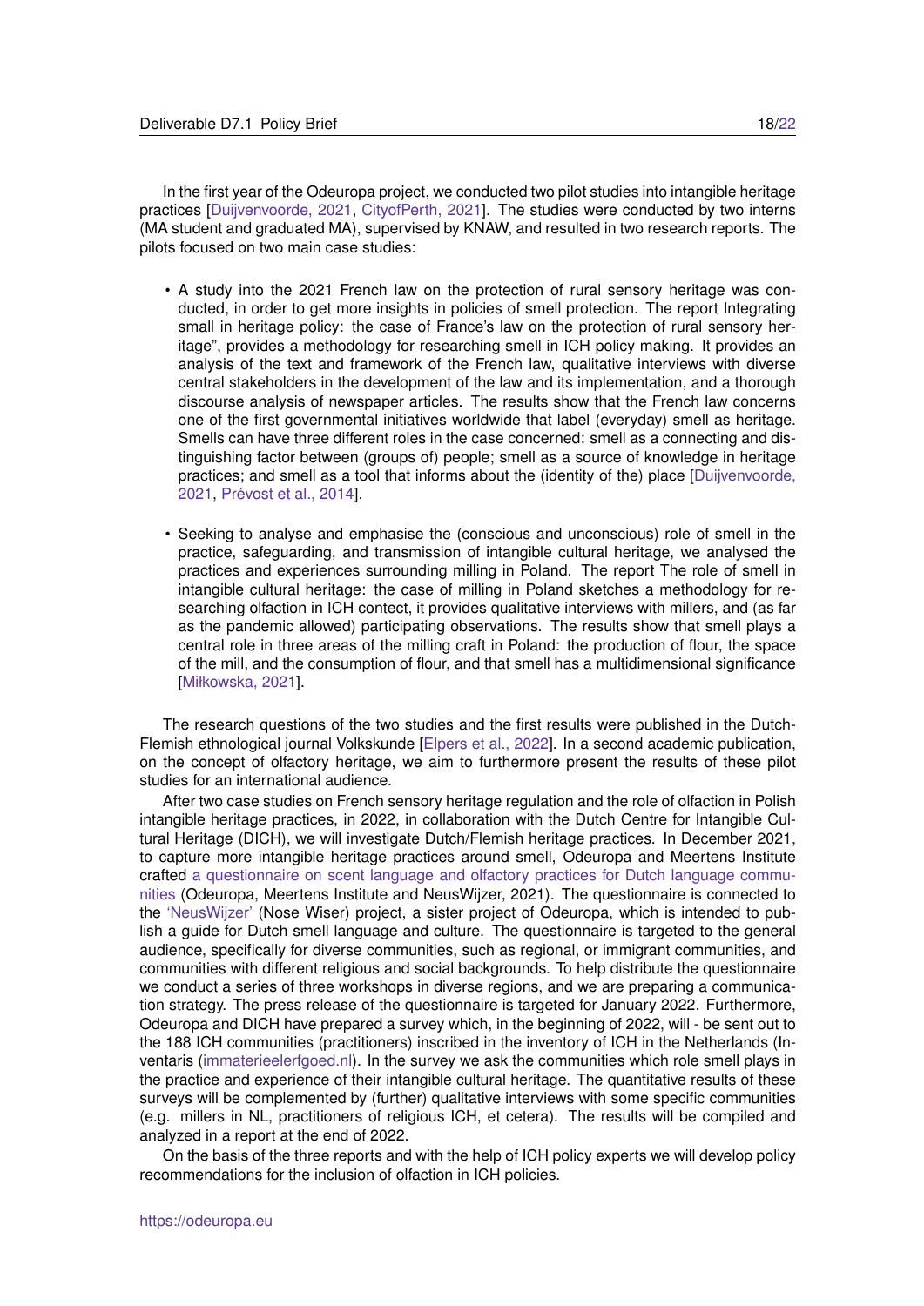In the first year of the Odeuropa project, we conducted two pilot studies into intangible heritage practices [Duijvenvoorde, 2021, CityofPerth, 2021]. The studies were conducted by two interns (MA student and graduated MA), supervised by KNAW, and resulted in two research reports. The pilots focused on two main case studies:

- A study into the 2021 French law on the protection of rural sensory heritage was conducted, in order to get more insights in policies of smell protection. The report Integrating small in heritage policy: the case of France's law on the protection of rural sensory heritage", provides a methodology for researching smell in ICH policy making. It provides an analysis of the text and framework of the French law, qualitative interviews with diverse central stakeholders in the development of the law and its implementation, and a thorough discourse analysis of newspaper articles. The results show that the French law concerns one of the first governmental initiatives worldwide that label (everyday) smell as heritage. Smells can have three different roles in the case concerned: smell as a connecting and distinguishing factor between (groups of) people; smell as a source of knowledge in heritage practices; and smell as a tool that informs about the (identity of the) place [Duijvenvoorde, 2021, Prévost et al., 2014].

- Seeking to analyse and emphasise the (conscious and unconscious) role of smell in the practice, safeguarding, and transmission of intangible cultural heritage, we analysed the practices and experiences surrounding milling in Poland. The report The role of smell in intangible cultural heritage: the case of milling in Poland sketches a methodology for researching olfaction in ICH contect, it provides qualitative interviews with millers, and (as far as the pandemic allowed) participating observations. The results show that smell plays a central role in three areas of the milling craft in Poland: the production of flour, the space of the mill, and the consumption of flour, and that smell has a multidimensional significance [Miłkowska, 2021].

The research questions of the two studies and the first results were published in the Dutch-Flemish ethnological journal Volkskunde [Elpers et al., 2022]. In a second academic publication, on the concept of olfactory heritage, we aim to furthermore present the results of these pilot studies for an international audience.

After two case studies on French sensory heritage regulation and the role of olfaction in Polish intangible heritage practices, in 2022, in collaboration with the Dutch Centre for Intangible Cultural Heritage (DICH), we will investigate Dutch/Flemish heritage practices. In December 2021, to capture more intangible heritage practices around smell, Odeuropa and Meertens Institute crafted a questionnaire on scent language and olfactory practices for Dutch language communities (Odeuropa, Meertens Institute and NeusWijzer, 2021). The questionnaire is connected to the 'NeusWijzer' (Nose Wiser) project, a sister project of Odeuropa, which is intended to publish a guide for Dutch smell language and culture. The questionnaire is targeted to the general audience, specifically for diverse communities, such as regional, or immigrant communities, and communities with different religious and social backgrounds. To help distribute the questionnaire we conduct a series of three workshops in diverse regions, and we are preparing a communication strategy. The press release of the questionnaire is targeted for January 2022. Furthermore, Odeuropa and DICH have prepared a survey which, in the beginning of 2022, will - be sent out to the 188 ICH communities (practitioners) inscribed in the inventory of ICH in the Netherlands (Inventaris (immaterieelerfgoed.nl). In the survey we ask the communities which role smell plays in the practice and experience of their intangible cultural heritage. The quantitative results of these surveys will be complemented by (further) qualitative interviews with some specific communities (e.g. millers in NL, practitioners of religious ICH, et cetera). The results will be compiled and analyzed in a report at the end of 2022.

On the basis of the three reports and with the help of ICH policy experts we will develop policy recommendations for the inclusion of olfaction in ICH policies.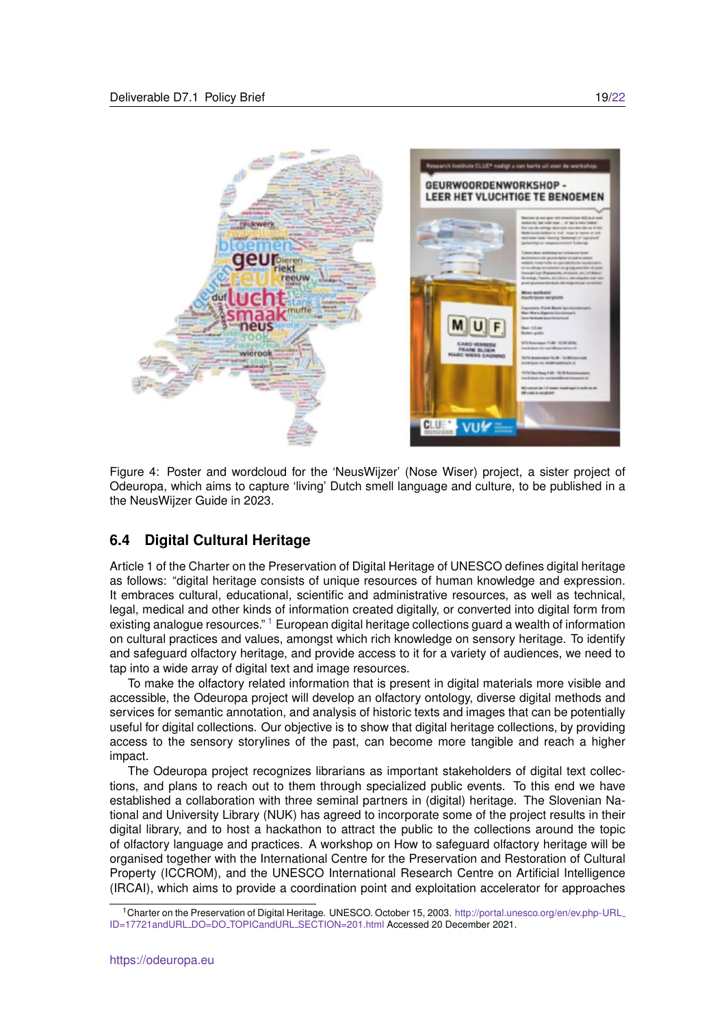Figure 4: Poster and wordcloud for the 'NeusWijzer' (Nose Wiser) project, a sister project of Odeuropa, which aims to capture 'living' Dutch smell language and culture, to be published in a the NeusWijzer Guide in 2023.

### 6.4 Digital Cultural Heritage

Article 1 of the Charter on the Preservation of Digital Heritage of UNESCO defines digital heritage as follows: "digital heritage consists of unique resources of human knowledge and expression. It embraces cultural, educational, scientific and administrative resources, as well as technical, legal, medical and other kinds of information created digitally, or converted into digital form from existing analogue resources." [1] European digital heritage collections guard a wealth of information on cultural practices and values, amongst which rich knowledge on sensory heritage. To identify and safeguard olfactory heritage, and provide access to it for a variety of audiences, we need to tap into a wide array of digital text and image resources.

To make the olfactory related information that is present in digital materials more visible and accessible, the Odeuropa project will develop an olfactory ontology, diverse digital methods and services for semantic annotation, and analysis of historic texts and images that can be potentially useful for digital collections. Our objective is to show that digital heritage collections, by providing access to the sensory storylines of the past, can become more tangible and reach a higher impact.

The Odeuropa project recognizes librarians as important stakeholders of digital text collections, and plans to reach out to them through specialized public events. To this end we have established a collaboration with three seminal partners in (digital) heritage. The Slovenian National and University Library (NUK) has agreed to incorporate some of the project results in their digital library, and to host a hackathon to attract the public to the collections around the topic of olfactory language and practices. A workshop on How to safeguard olfactory heritage will be organised together with the International Centre for the Preservation and Restoration of Cultural Property (ICCROM), and the UNESCO International Research Centre on Artificial Intelligence (IRCAI), which aims to provide a coordination point and exploitation accelerator for approaches

[1] Charter on the Preservation of Digital Heritage. UNESCO. October 15, 2003. http://portal.unesco.org/en/ev.php-URL_ID=17721andURL_DO=DO_TOPICandURL_SECTION=201.html Accessed 20 December 2021.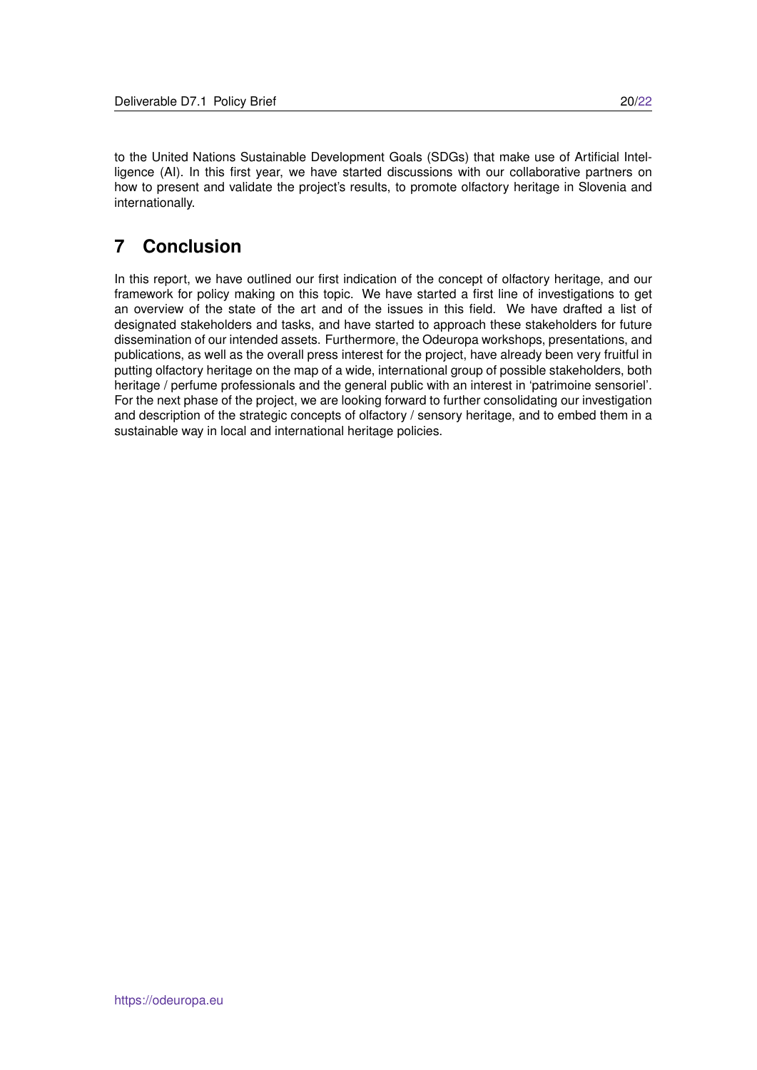to the United Nations Sustainable Development Goals (SDGs) that make use of Artificial Intelligence (AI). In this first year, we have started discussions with our collaborative partners on how to present and validate the project's results, to promote olfactory heritage in Slovenia and internationally.

# 7 Conclusion

In this report, we have outlined our first indication of the concept of olfactory heritage, and our framework for policy making on this topic. We have started a first line of investigations to get an overview of the state of the art and of the issues in this field. We have drafted a list of designated stakeholders and tasks, and have started to approach these stakeholders for future dissemination of our intended assets. Furthermore, the Odeuropa workshops, presentations, and publications, as well as the overall press interest for the project, have already been very fruitful in putting olfactory heritage on the map of a wide, international group of possible stakeholders, both heritage / perfume professionals and the general public with an interest in 'patrimoine sensoriel'. For the next phase of the project, we are looking forward to further consolidating our investigation and description of the strategic concepts of olfactory / sensory heritage, and to embed them in a sustainable way in local and international heritage policies.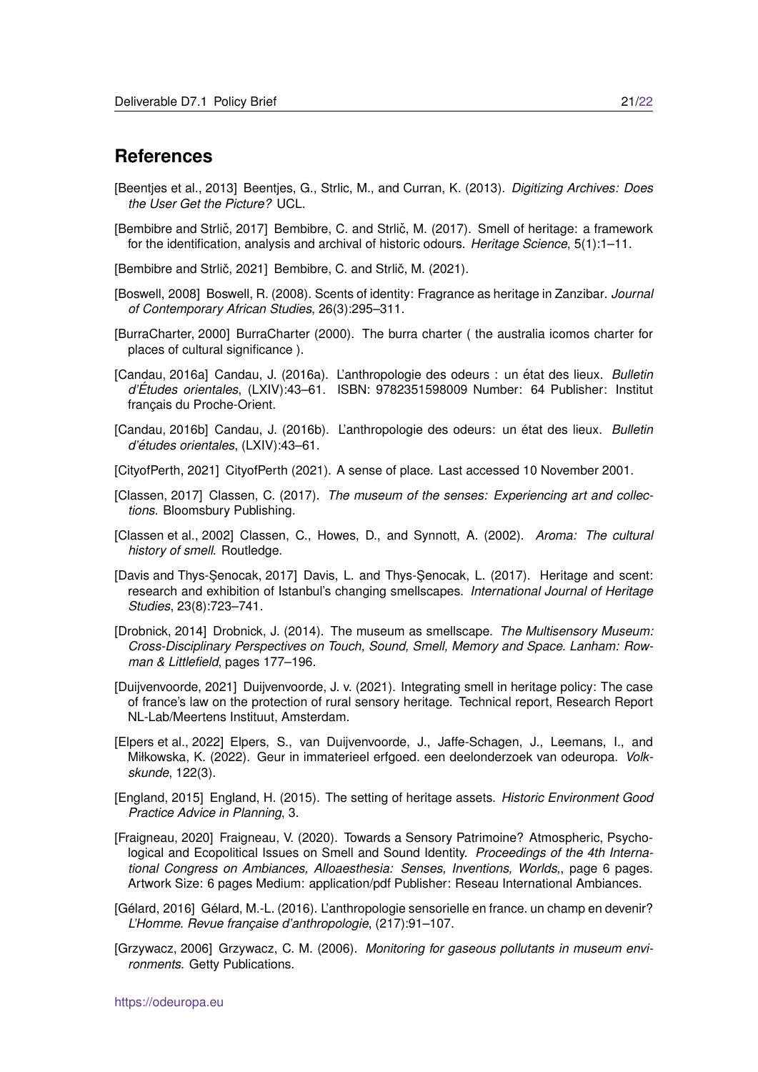# References

[Beentjes et al., 2013] Beentjes, G., Strlic, M., and Curran, K. (2013). *Digitizing Archives: Does the User Get the Picture?* UCL.

[Bembibre and Strlič, 2017] Bembibre, C. and Strlič, M. (2017). Smell of heritage: a framework for the identification, analysis and archival of historic odours. *Heritage Science*, 5(1):1–11.

[Bembibre and Strlič, 2021] Bembibre, C. and Strlič, M. (2021).

[Boswell, 2008] Boswell, R. (2008). Scents of identity: Fragrance as heritage in Zanzibar. *Journal of Contemporary African Studies*, 26(3):295–311.

[BurraCharter, 2000] BurraCharter (2000). The burra charter ( the australia icomos charter for places of cultural significance ).

[Candau, 2016a] Candau, J. (2016a). L'anthropologie des odeurs : un état des lieux. *Bulletin d'Études orientales*, (LXIV):43–61. ISBN: 9782351598009 Number: 64 Publisher: Institut français du Proche-Orient.

[Candau, 2016b] Candau, J. (2016b). L'anthropologie des odeurs: un état des lieux. *Bulletin d'études orientales*, (LXIV):43–61.

[CityofPerth, 2021] CityofPerth (2021). A sense of place. Last accessed 10 November 2001.

[Classen, 2017] Classen, C. (2017). *The museum of the senses: Experiencing art and collections*. Bloomsbury Publishing.

[Classen et al., 2002] Classen, C., Howes, D., and Synnott, A. (2002). *Aroma: The cultural history of smell*. Routledge.

[Davis and Thys-Şenocak, 2017] Davis, L. and Thys-Şenocak, L. (2017). Heritage and scent: research and exhibition of Istanbul's changing smellscapes. *International Journal of Heritage Studies*, 23(8):723–741.

[Drobnick, 2014] Drobnick, J. (2014). The museum as smellscape. *The Multisensory Museum: Cross-Disciplinary Perspectives on Touch, Sound, Smell, Memory and Space. Lanham: Rowman & Littlefield*, pages 177–196.

[Duijvenvoorde, 2021] Duijvenvoorde, J. v. (2021). Integrating smell in heritage policy: The case of france's law on the protection of rural sensory heritage. Technical report, Research Report NL-Lab/Meertens Instituut, Amsterdam.

[Elpers et al., 2022] Elpers, S., van Duijvenvoorde, J., Jaffe-Schagen, J., Leemans, I., and Miłkowska, K. (2022). Geur in immaterieel erfgoed. een deelonderzoek van odeuropa. *Volkskunde*, 122(3).

[England, 2015] England, H. (2015). The setting of heritage assets. *Historic Environment Good Practice Advice in Planning*, 3.

[Fraigneau, 2020] Fraigneau, V. (2020). Towards a Sensory Patrimoine? Atmospheric, Psychological and Ecopolitical Issues on Smell and Sound Identity. *Proceedings of the 4th International Congress on Ambiances, Alloaesthesia: Senses, Inventions, Worlds,*, page 6 pages. Artwork Size: 6 pages Medium: application/pdf Publisher: Reseau International Ambiances.

[Gélard, 2016] Gélard, M.-L. (2016). L'anthropologie sensorielle en france. un champ en devenir? *L'Homme. Revue française d'anthropologie*, (217):91–107.

[Grzywacz, 2006] Grzywacz, C. M. (2006). *Monitoring for gaseous pollutants in museum environments*. Getty Publications.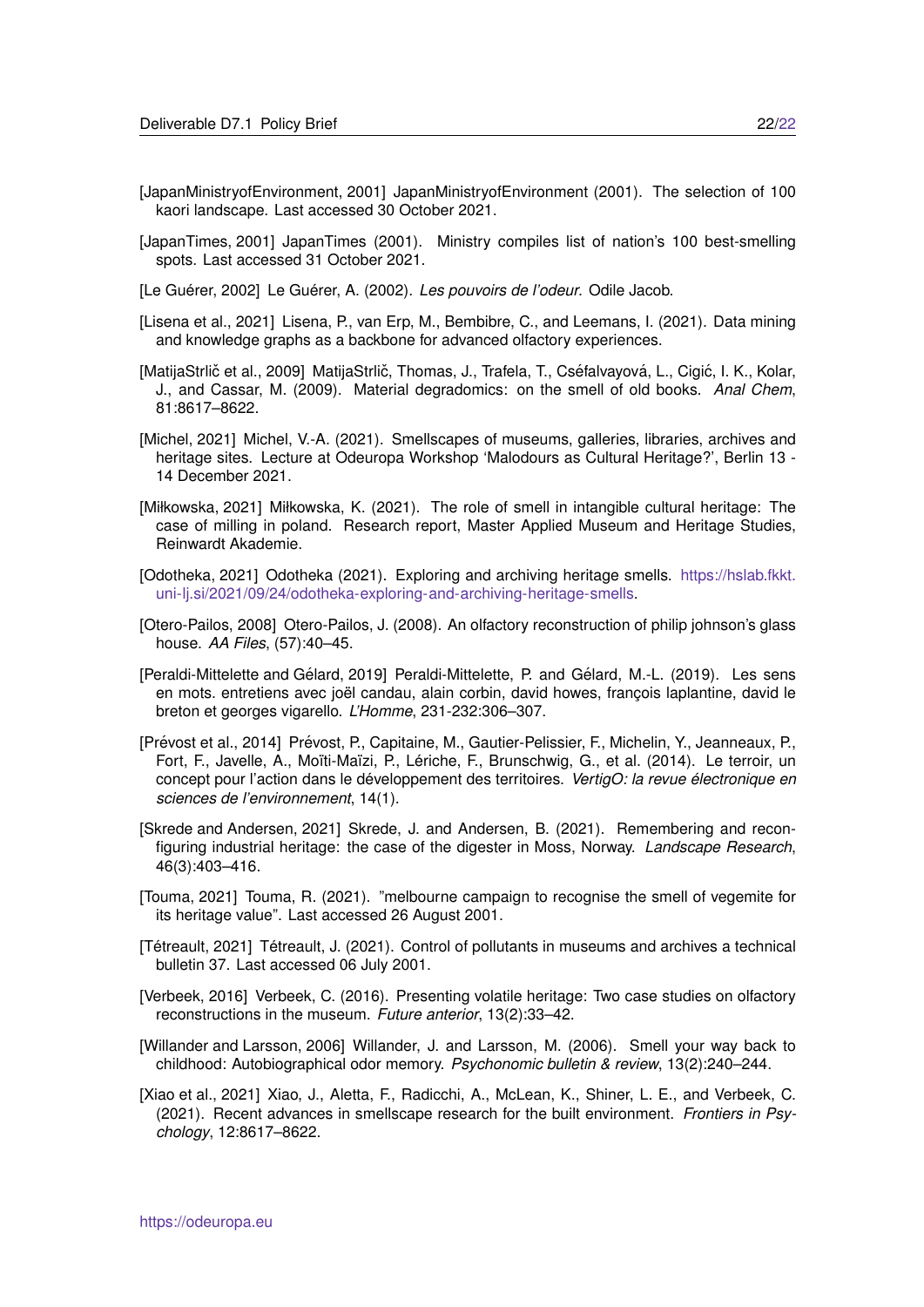[JapanMinistryofEnvironment, 2001] JapanMinistryofEnvironment (2001). The selection of 100 kaori landscape. Last accessed 30 October 2021.

[JapanTimes, 2001] JapanTimes (2001). Ministry compiles list of nation's 100 best-smelling spots. Last accessed 31 October 2021.

[Le Guérer, 2002] Le Guérer, A. (2002). *Les pouvoirs de l'odeur*. Odile Jacob.

[Lisena et al., 2021] Lisena, P., van Erp, M., Bembibre, C., and Leemans, I. (2021). Data mining and knowledge graphs as a backbone for advanced olfactory experiences.

[MatijaStrlič et al., 2009] MatijaStrlič, Thomas, J., Trafela, T., Cséfalvayová, L., Cigić, I. K., Kolar, J., and Cassar, M. (2009). Material degradomics: on the smell of old books. *Anal Chem*, 81:8617–8622.

[Michel, 2021] Michel, V.-A. (2021). Smellscapes of museums, galleries, libraries, archives and heritage sites. Lecture at Odeuropa Workshop 'Malodours as Cultural Heritage?', Berlin 13 - 14 December 2021.

[Miłkowska, 2021] Miłkowska, K. (2021). The role of smell in intangible cultural heritage: The case of milling in poland. Research report, Master Applied Museum and Heritage Studies, Reinwardt Akademie.

[Odotheka, 2021] Odotheka (2021). Exploring and archiving heritage smells. https://hslab.fkkt.uni-lj.si/2021/09/24/odotheka-exploring-and-archiving-heritage-smells.

[Otero-Pailos, 2008] Otero-Pailos, J. (2008). An olfactory reconstruction of philip johnson's glass house. *AA Files*, (57):40–45.

[Peraldi-Mittelette and Gélard, 2019] Peraldi-Mittelette, P. and Gélard, M.-L. (2019). Les sens en mots. entretiens avec joël candau, alain corbin, david howes, françois laplantine, david le breton et georges vigarello. *L'Homme*, 231-232:306–307.

[Prévost et al., 2014] Prévost, P., Capitaine, M., Gautier-Pelissier, F., Michelin, Y., Jeanneaux, P., Fort, F., Javelle, A., Moïti-Maïzi, P., Lériche, F., Brunschwig, G., et al. (2014). Le terroir, un concept pour l'action dans le développement des territoires. *VertigO: la revue électronique en sciences de l'environnement*, 14(1).

[Skrede and Andersen, 2021] Skrede, J. and Andersen, B. (2021). Remembering and reconfiguring industrial heritage: the case of the digester in Moss, Norway. *Landscape Research*, 46(3):403–416.

[Touma, 2021] Touma, R. (2021). "melbourne campaign to recognise the smell of vegemite for its heritage value". Last accessed 26 August 2001.

[Tétreault, 2021] Tétreault, J. (2021). Control of pollutants in museums and archives a technical bulletin 37. Last accessed 06 July 2001.

[Verbeek, 2016] Verbeek, C. (2016). Presenting volatile heritage: Two case studies on olfactory reconstructions in the museum. *Future anterior*, 13(2):33–42.

[Willander and Larsson, 2006] Willander, J. and Larsson, M. (2006). Smell your way back to childhood: Autobiographical odor memory. *Psychonomic bulletin & review*, 13(2):240–244.

[Xiao et al., 2021] Xiao, J., Aletta, F., Radicchi, A., McLean, K., Shiner, L. E., and Verbeek, C. (2021). Recent advances in smellscape research for the built environment. *Frontiers in Psychology*, 12:8617–8622.